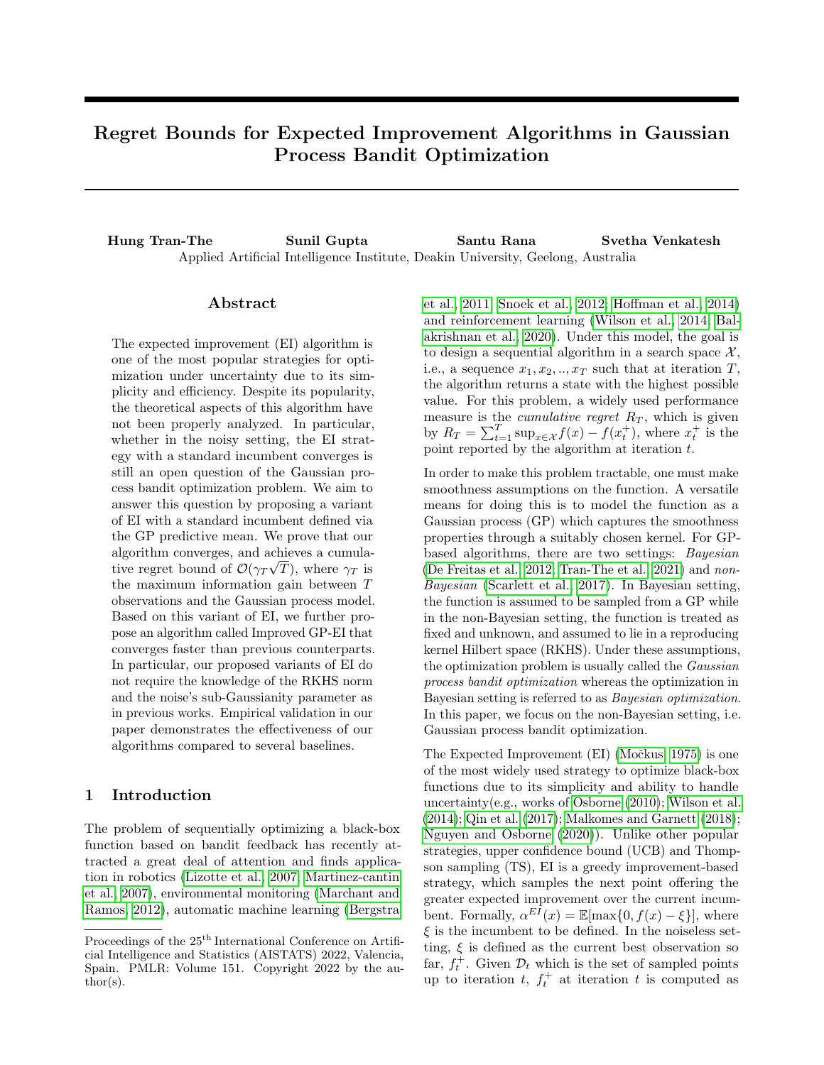# Regret Bounds for Expected Improvement Algorithms in Gaussian Process Bandit Optimization

**Hung Tran-The** **Sunil Gupta** **Santu Rana** **Svetha Venkatesh**

Applied Artificial Intelligence Institute, Deakin University, Geelong, Australia

## Abstract

The expected improvement (EI) algorithm is one of the most popular strategies for optimization under uncertainty due to its simplicity and efficiency. Despite its popularity, the theoretical aspects of this algorithm have not been properly analyzed. In particular, whether in the noisy setting, the EI strategy with a standard incumbent converges is still an open question of the Gaussian process bandit optimization problem. We aim to answer this question by proposing a variant of EI with a standard incumbent defined via the GP predictive mean. We prove that our algorithm converges, and achieves a cumulative regret bound of $\mathcal{O}(\gamma_T\sqrt{T})$, where $\gamma_T$ is the maximum information gain between $T$ observations and the Gaussian process model. Based on this variant of EI, we further propose an algorithm called Improved GP-EI that converges faster than previous counterparts. In particular, our proposed variants of EI do not require the knowledge of the RKHS norm and the noise's sub-Gaussianity parameter as in previous works. Empirical validation in our paper demonstrates the effectiveness of our algorithms compared to several baselines.

## 1 Introduction

The problem of sequentially optimizing a black-box function based on bandit feedback has recently attracted a great deal of attention and finds application in robotics (Lizotte et al., 2007; Martinez-cantin et al., 2007), environmental monitoring (Marchant and Ramos, 2012), automatic machine learning (Bergstra et al., 2011; Snoek et al., 2012; Hoffman et al., 2014) and reinforcement learning (Wilson et al., 2014; Balakrishnan et al., 2020). Under this model, the goal is to design a sequential algorithm in a search space $\mathcal{X}$, i.e., a sequence $x_1, x_2, .., x_T$ such that at iteration $T$, the algorithm returns a state with the highest possible value. For this problem, a widely used performance measure is the *cumulative regret* $R_T$, which is given by $R_T = \sum_{t=1}^{T} \sup_{x\in\mathcal{X}} f(x) - f(x_t^+)$, where $x_t^+$ is the point reported by the algorithm at iteration $t$.

In order to make this problem tractable, one must make smoothness assumptions on the function. A versatile means for doing this is to model the function as a Gaussian process (GP) which captures the smoothness properties through a suitably chosen kernel. For GP-based algorithms, there are two settings: *Bayesian* (De Freitas et al., 2012; Tran-The et al., 2021) and *non-Bayesian* (Scarlett et al., 2017). In Bayesian setting, the function is assumed to be sampled from a GP while in the non-Bayesian setting, the function is treated as fixed and unknown, and assumed to lie in a reproducing kernel Hilbert space (RKHS). Under these assumptions, the optimization problem is usually called the *Gaussian process bandit optimization* whereas the optimization in Bayesian setting is referred to as *Bayesian optimization*. In this paper, we focus on the non-Bayesian setting, i.e. Gaussian process bandit optimization.

The Expected Improvement (EI) (Močkus, 1975) is one of the most widely used strategy to optimize black-box functions due to its simplicity and ability to handle uncertainty(e.g., works of Osborne (2010); Wilson et al. (2014); Qin et al. (2017); Malkomes and Garnett (2018); Nguyen and Osborne (2020)). Unlike other popular strategies, upper confidence bound (UCB) and Thompson sampling (TS), EI is a greedy improvement-based strategy, which samples the next point offering the greater expected improvement over the current incumbent. Formally, $\alpha^{EI}(x) = \mathbb{E}[\max\{0, f(x) - \xi\}]$, where $\xi$ is the incumbent to be defined. In the noiseless setting, $\xi$ is defined as the current best observation so far, $f_t^+$. Given $\mathcal{D}_t$ which is the set of sampled points up to iteration $t$, $f_t^+$ at iteration $t$ is computed as

Proceedings of the 25[th] International Conference on Artificial Intelligence and Statistics (AISTATS) 2022, Valencia, Spain. PMLR: Volume 151. Copyright 2022 by the author(s).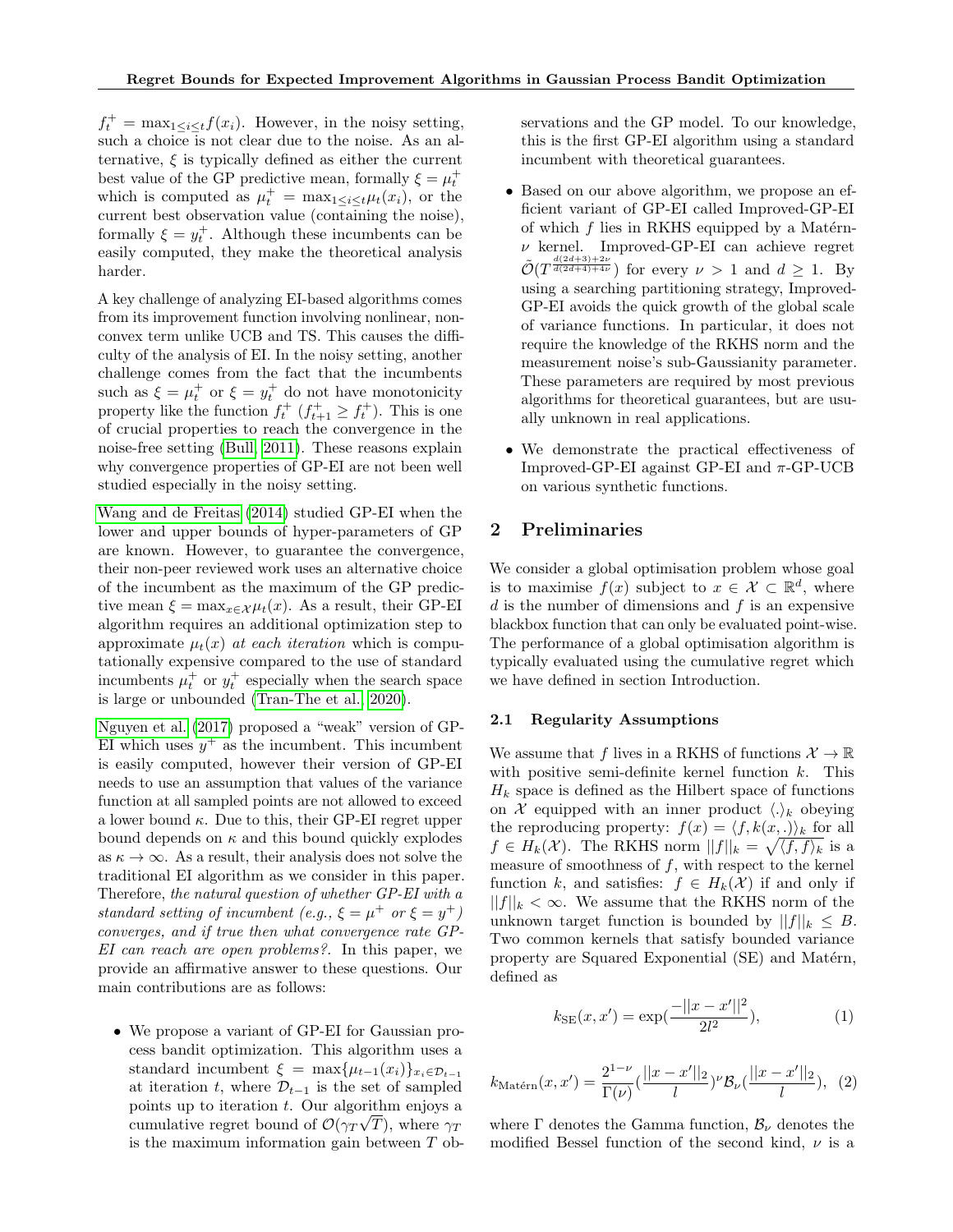$f_t^+ = \max_{1\le i\le t} f(x_i)$. However, in the noisy setting, such a choice is not clear due to the noise. As an alternative, $\xi$ is typically defined as either the current best value of the GP predictive mean, formally $\xi = \mu_t^+$ which is computed as $\mu_t^+ = \max_{1\le i\le t}\mu_t(x_i)$, or the current best observation value (containing the noise), formally $\xi = y_t^+$. Although these incumbents can be easily computed, they make the theoretical analysis harder.

A key challenge of analyzing EI-based algorithms comes from its improvement function involving nonlinear, nonconvex term unlike UCB and TS. This causes the difficulty of the analysis of EI. In the noisy setting, another challenge comes from the fact that the incumbents such as $\xi = \mu_t^+$ or $\xi = y_t^+$ do not have monotonicity property like the function $f_t^+$ ($f_{t+1}^+ \ge f_t^+$). This is one of crucial properties to reach the convergence in the noise-free setting (Bull, 2011). These reasons explain why convergence properties of GP-EI are not been well studied especially in the noisy setting.

Wang and de Freitas (2014) studied GP-EI when the lower and upper bounds of hyper-parameters of GP are known. However, to guarantee the convergence, their non-peer reviewed work uses an alternative choice of the incumbent as the maximum of the GP predictive mean $\xi = \max_{x\in\mathcal{X}}\mu_t(x)$. As a result, their GP-EI algorithm requires an additional optimization step to approximate $\mu_t(x)$ *at each iteration* which is computationally expensive compared to the use of standard incumbents $\mu_t^+$ or $y_t^+$ especially when the search space is large or unbounded (Tran-The et al., 2020).

Nguyen et al. (2017) proposed a "weak" version of GP-EI which uses $y^+$ as the incumbent. This incumbent is easily computed, however their version of GP-EI needs to use an assumption that values of the variance function at all sampled points are not allowed to exceed a lower bound $\kappa$. Due to this, their GP-EI regret upper bound depends on $\kappa$ and this bound quickly explodes as $\kappa \to \infty$. As a result, their analysis does not solve the traditional EI algorithm as we consider in this paper. Therefore, *the natural question of whether GP-EI with a standard setting of incumbent (e.g., $\xi = \mu^+$ or $\xi = y^+$) converges, and if true then what convergence rate GP-EI can reach are open problems?*. In this paper, we provide an affirmative answer to these questions. Our main contributions are as follows:

- We propose a variant of GP-EI for Gaussian process bandit optimization. This algorithm uses a standard incumbent $\xi = \max\{\mu_{t-1}(x_i)\}_{x_i\in\mathcal{D}_{t-1}}$ at iteration $t$, where $\mathcal{D}_{t-1}$ is the set of sampled points up to iteration $t$. Our algorithm enjoys a cumulative regret bound of $\mathcal{O}(\gamma_T\sqrt{T})$, where $\gamma_T$ is the maximum information gain between $T$ observations and the GP model. To our knowledge, this is the first GP-EI algorithm using a standard incumbent with theoretical guarantees.
- Based on our above algorithm, we propose an efficient variant of GP-EI called Improved-GP-EI of which $f$ lies in RKHS equipped by a Matérn-$\nu$ kernel. Improved-GP-EI can achieve regret $\tilde{\mathcal{O}}(T^{\frac{d(2d+3)+2\nu}{d(2d+4)+4\nu}})$ for every $\nu > 1$ and $d \ge 1$. By using a searching partitioning strategy, Improved-GP-EI avoids the quick growth of the global scale of variance functions. In particular, it does not require the knowledge of the RKHS norm and the measurement noise's sub-Gaussianity parameter. These parameters are required by most previous algorithms for theoretical guarantees, but are usually unknown in real applications.
- We demonstrate the practical effectiveness of Improved-GP-EI against GP-EI and $\pi$-GP-UCB on various synthetic functions.

## 2 Preliminaries

We consider a global optimisation problem whose goal is to maximise $f(x)$ subject to $x \in \mathcal{X} \subset \mathbb{R}^d$, where $d$ is the number of dimensions and $f$ is an expensive blackbox function that can only be evaluated point-wise. The performance of a global optimisation algorithm is typically evaluated using the cumulative regret which we have defined in section Introduction.

### 2.1 Regularity Assumptions

We assume that $f$ lives in a RKHS of functions $\mathcal{X} \to \mathbb{R}$ with positive semi-definite kernel function $k$. This $H_k$ space is defined as the Hilbert space of functions on $\mathcal{X}$ equipped with an inner product $\langle . \rangle_k$ obeying the reproducing property: $f(x) = \langle f, k(x,.)\rangle_k$ for all $f \in H_k(\mathcal{X})$. The RKHS norm $||f||_k = \sqrt{\langle f, f\rangle_k}$ is a measure of smoothness of $f$, with respect to the kernel function $k$, and satisfies: $f \in H_k(\mathcal{X})$ if and only if $||f||_k < \infty$. We assume that the RKHS norm of the unknown target function is bounded by $||f||_k \le B$. Two common kernels that satisfy bounded variance property are Squared Exponential (SE) and Matérn, defined as

$$k_{\text{SE}}(x, x') = \exp(\frac{-||x - x'||^2}{2l^2}), \tag{1}$$

$$k_{\text{Matérn}}(x, x') = \frac{2^{1-\nu}}{\Gamma(\nu)}(\frac{||x - x'||_2}{l})^{\nu}\mathcal{B}_{\nu}(\frac{||x - x'||_2}{l}), \tag{2}$$

where $\Gamma$ denotes the Gamma function, $\mathcal{B}_\nu$ denotes the modified Bessel function of the second kind, $\nu$ is a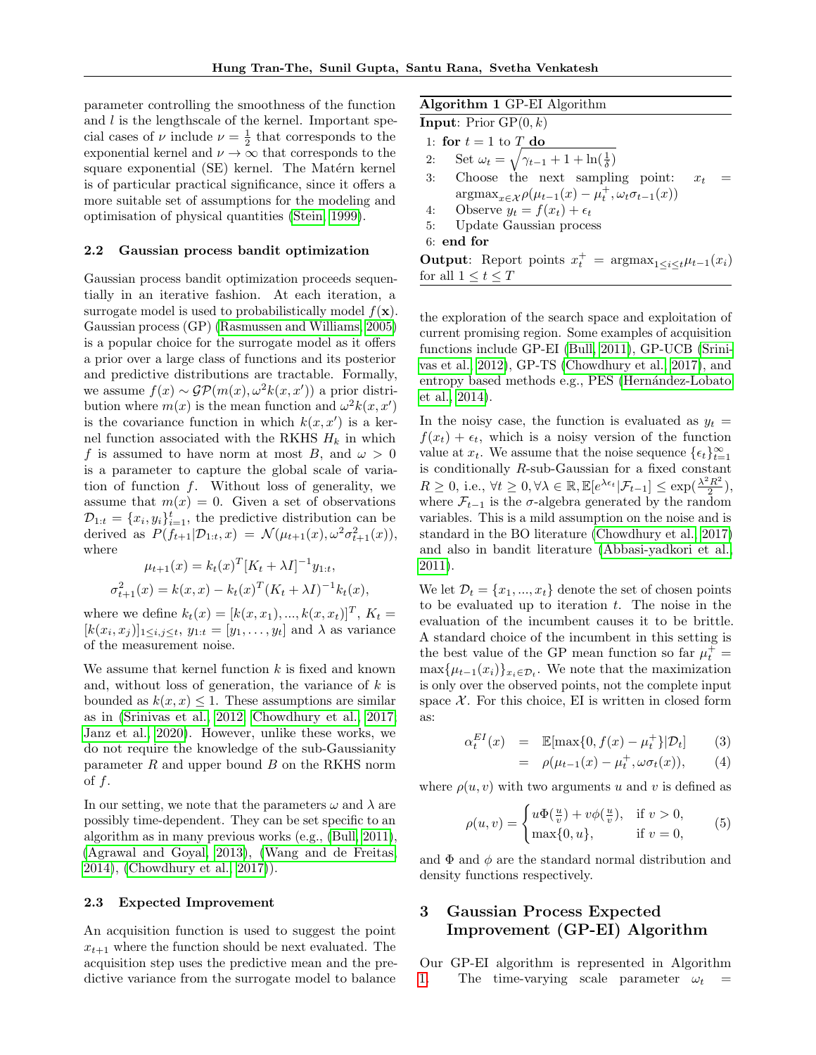parameter controlling the smoothness of the function and $l$ is the lengthscale of the kernel. Important special cases of $\nu$ include $\nu = \frac{1}{2}$ that corresponds to the exponential kernel and $\nu \to \infty$ that corresponds to the square exponential (SE) kernel. The Matérn kernel is of particular practical significance, since it offers a more suitable set of assumptions for the modeling and optimisation of physical quantities (Stein, 1999).

### 2.2 Gaussian process bandit optimization

Gaussian process bandit optimization proceeds sequentially in an iterative fashion. At each iteration, a surrogate model is used to probabilistically model $f(\mathbf{x})$. Gaussian process (GP) (Rasmussen and Williams, 2005) is a popular choice for the surrogate model as it offers a prior over a large class of functions and its posterior and predictive distributions are tractable. Formally, we assume $f(x) \sim \mathcal{GP}(m(x), \omega^2 k(x, x'))$ a prior distribution where $m(x)$ is the mean function and $\omega^2 k(x, x')$ is the covariance function in which $k(x, x')$ is a kernel function associated with the RKHS $H_k$ in which $f$ is assumed to have norm at most $B$, and $\omega > 0$ is a parameter to capture the global scale of variation of function $f$. Without loss of generality, we assume that $m(x) = 0$. Given a set of observations $\mathcal{D}_{1:t} = \{x_i, y_i\}_{i=1}^t$, the predictive distribution can be derived as $P(f_{t+1}|\mathcal{D}_{1:t}, x) = \mathcal{N}(\mu_{t+1}(x), \omega^2\sigma_{t+1}^2(x))$, where

$$\mu_{t+1}(x) = k_t(x)^T[K_t + \lambda I]^{-1} y_{1:t},$$

$$\sigma_{t+1}^2(x) = k(x, x) - k_t(x)^T (K_t + \lambda I)^{-1} k_t(x),$$

where we define $k_t(x) = [k(x, x_1), ..., k(x, x_t)]^T$, $K_t = [k(x_i, x_j)]_{1 \le i,j \le t}$, $y_{1:t} = [y_1, \dots, y_t]$ and $\lambda$ as variance of the measurement noise.

We assume that kernel function $k$ is fixed and known and, without loss of generation, the variance of $k$ is bounded as $k(x, x) \le 1$. These assumptions are similar as in (Srinivas et al., 2012; Chowdhury et al., 2017; Janz et al., 2020). However, unlike these works, we do not require the knowledge of the sub-Gaussianity parameter $R$ and upper bound $B$ on the RKHS norm of $f$.

In our setting, we note that the parameters $\omega$ and $\lambda$ are possibly time-dependent. They can be set specific to an algorithm as in many previous works (e.g., (Bull, 2011), (Agrawal and Goyal, 2013), (Wang and de Freitas, 2014), (Chowdhury et al., 2017)).

### 2.3 Expected Improvement

An acquisition function is used to suggest the point $x_{t+1}$ where the function should be next evaluated. The acquisition step uses the predictive mean and the predictive variance from the surrogate model to balance the exploration of the search space and exploitation of current promising region. Some examples of acquisition functions include GP-EI (Bull, 2011), GP-UCB (Srinivas et al., 2012), GP-TS (Chowdhury et al., 2017), and entropy based methods e.g., PES (Hernández-Lobato et al., 2014).

**Algorithm 1** GP-EI Algorithm

**Input**: Prior GP$(0, k)$

1: **for** $t = 1$ to $T$ **do**
2: Set $\omega_t = \sqrt{\gamma_{t-1} + 1 + \ln(\frac{1}{\delta})}$
3: Choose the next sampling point: $x_t = \text{argmax}_{x \in \mathcal{X}} \rho(\mu_{t-1}(x) - \mu_t^+, \omega_t \sigma_{t-1}(x))$
4: Observe $y_t = f(x_t) + \epsilon_t$
5: Update Gaussian process
6: **end for**

**Output**: Report points $x_t^+ = \text{argmax}_{1 \le i \le t} \mu_{t-1}(x_i)$ for all $1 \le t \le T$

In the noisy case, the function is evaluated as $y_t = f(x_t) + \epsilon_t$, which is a noisy version of the function value at $x_t$. We assume that the noise sequence $\{\epsilon_t\}_{t=1}^\infty$ is conditionally $R$-sub-Gaussian for a fixed constant $R \ge 0$, i.e., $\forall t \ge 0, \forall \lambda \in \mathbb{R}, \mathbb{E}[e^{\lambda \epsilon_t}|\mathcal{F}_{t-1}] \le \exp(\frac{\lambda^2 R^2}{2})$, where $\mathcal{F}_{t-1}$ is the $\sigma$-algebra generated by the random variables. This is a mild assumption on the noise and is standard in the BO literature (Chowdhury et al., 2017) and also in bandit literature (Abbasi-yadkori et al., 2011).

We let $\mathcal{D}_t = \{x_1, ..., x_t\}$ denote the set of chosen points to be evaluated up to iteration $t$. The noise in the evaluation of the incumbent causes it to be brittle. A standard choice of the incumbent in this setting is the best value of the GP mean function so far $\mu_t^+ = \max\{\mu_{t-1}(x_i)\}_{x_i \in \mathcal{D}_t}$. We note that the maximization is only over the observed points, not the complete input space $\mathcal{X}$. For this choice, EI is written in closed form as:

$$\alpha_t^{EI}(x) = \mathbb{E}[\max\{0, f(x) - \mu_t^+\}|\mathcal{D}_t] \quad (3)$$

$$= \rho(\mu_{t-1}(x) - \mu_t^+, \omega\sigma_t(x)), \quad (4)$$

where $\rho(u, v)$ with two arguments $u$ and $v$ is defined as

$$\rho(u, v) = \begin{cases} u\Phi(\frac{u}{v}) + v\phi(\frac{u}{v}), & \text{if } v > 0, \\ \max\{0, u\}, & \text{if } v = 0, \end{cases} \quad (5)$$

and $\Phi$ and $\phi$ are the standard normal distribution and density functions respectively.

## 3 Gaussian Process Expected Improvement (GP-EI) Algorithm

Our GP-EI algorithm is represented in Algorithm 1. The time-varying scale parameter $\omega_t =$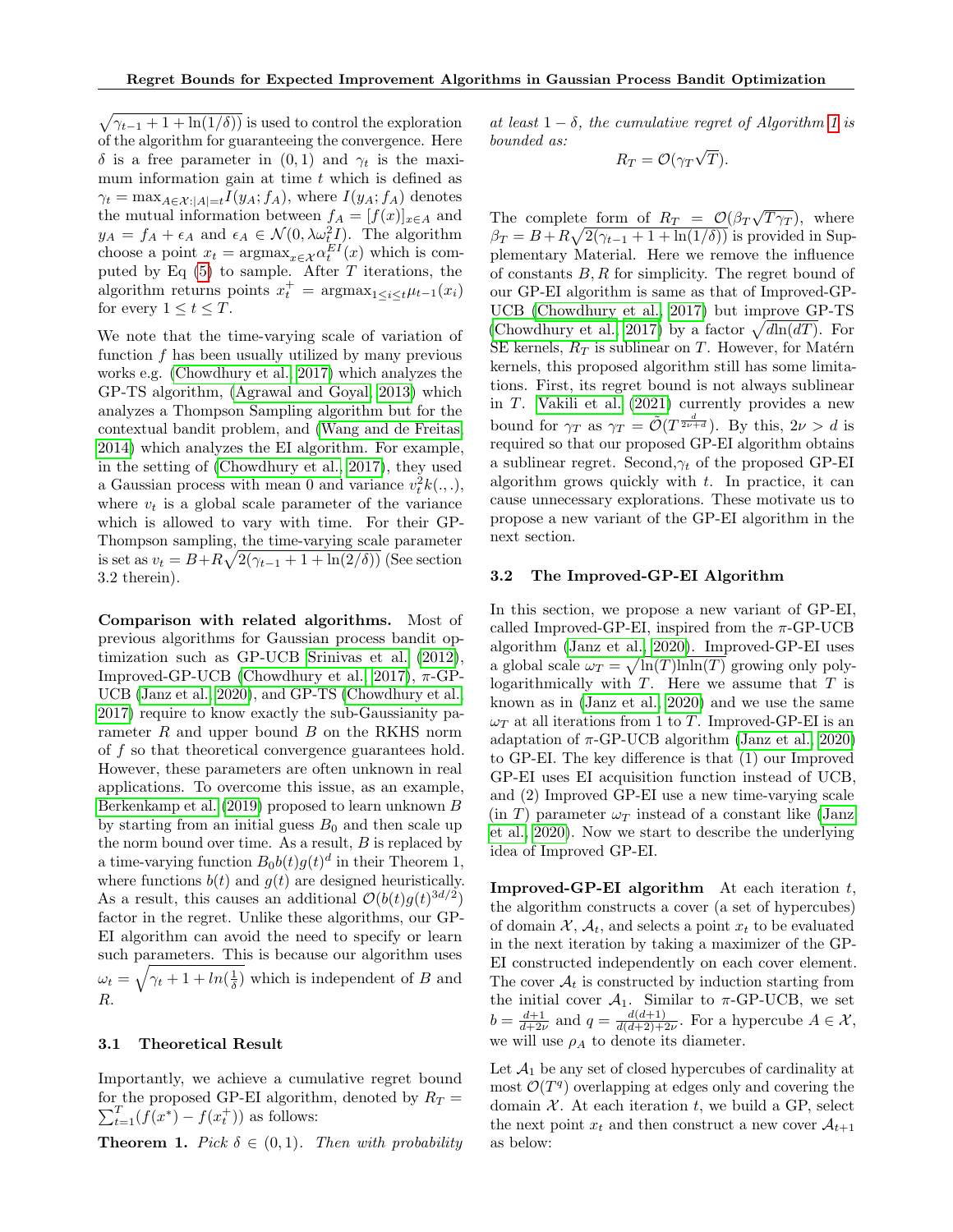$\sqrt{\gamma_{t-1} + 1 + \ln(1/\delta))}$ is used to control the exploration of the algorithm for guaranteeing the convergence. Here $\delta$ is a free parameter in $(0, 1)$ and $\gamma_t$ is the maximum information gain at time $t$ which is defined as $\gamma_t = \max_{A \in \mathcal{X}:|A|=t} I(y_A; f_A)$, where $I(y_A; f_A)$ denotes the mutual information between $f_A = [f(x)]_{x \in A}$ and $y_A = f_A + \epsilon_A$ and $\epsilon_A \in \mathcal{N}(0, \lambda\omega_t^2 I)$. The algorithm choose a point $x_t = \text{argmax}_{x \in \mathcal{X}} \alpha_t^{EI}(x)$ which is computed by Eq (5) to sample. After $T$ iterations, the algorithm returns points $x_t^+ = \text{argmax}_{1 \leq i \leq t} \mu_{t-1}(x_i)$ for every $1 \leq t \leq T$.

We note that the time-varying scale of variation of function $f$ has been usually utilized by many previous works e.g. (Chowdhury et al., 2017) which analyzes the GP-TS algorithm, (Agrawal and Goyal, 2013) which analyzes a Thompson Sampling algorithm but for the contextual bandit problem, and (Wang and de Freitas, 2014) which analyzes the EI algorithm. For example, in the setting of (Chowdhury et al., 2017), they used a Gaussian process with mean 0 and variance $v_t^2 k(.,.)$, where $v_t$ is a global scale parameter of the variance which is allowed to vary with time. For their GP-Thompson sampling, the time-varying scale parameter is set as $v_t = B + R\sqrt{2(\gamma_{t-1} + 1 + \ln(2/\delta))}$ (See section 3.2 therein).

**Comparison with related algorithms.** Most of previous algorithms for Gaussian process bandit optimization such as GP-UCB Srinivas et al. (2012), Improved-GP-UCB (Chowdhury et al., 2017), $\pi$-GP-UCB (Janz et al., 2020), and GP-TS (Chowdhury et al., 2017) require to know exactly the sub-Gaussianity parameter $R$ and upper bound $B$ on the RKHS norm of $f$ so that theoretical convergence guarantees hold. However, these parameters are often unknown in real applications. To overcome this issue, as an example, Berkenkamp et al. (2019) proposed to learn unknown $B$ by starting from an initial guess $B_0$ and then scale up the norm bound over time. As a result, $B$ is replaced by a time-varying function $B_0 b(t) g(t)^d$ in their Theorem 1, where functions $b(t)$ and $g(t)$ are designed heuristically. As a result, this causes an additional $\mathcal{O}(b(t)g(t)^{3d/2})$ factor in the regret. Unlike these algorithms, our GP-EI algorithm can avoid the need to specify or learn such parameters. This is because our algorithm uses $\omega_t = \sqrt{\gamma_t + 1 + ln(\frac{1}{\delta})}$ which is independent of $B$ and $R$.

### 3.1 Theoretical Result

Importantly, we achieve a cumulative regret bound for the proposed GP-EI algorithm, denoted by $R_T = \sum_{t=1}^{T}(f(x^*) - f(x_t^+))$ as follows:

**Theorem 1.** *Pick $\delta \in (0, 1)$. Then with probability at least $1 - \delta$, the cumulative regret of Algorithm 1 is bounded as:*

$$R_T = \mathcal{O}(\gamma_T \sqrt{T}).$$

The complete form of $R_T = \mathcal{O}(\beta_T \sqrt{T\gamma_T})$, where $\beta_T = B + R\sqrt{2(\gamma_{t-1} + 1 + \ln(1/\delta))}$ is provided in Supplementary Material. Here we remove the influence of constants $B, R$ for simplicity. The regret bound of our GP-EI algorithm is same as that of Improved-GP-UCB (Chowdhury et al., 2017) but improve GP-TS (Chowdhury et al., 2017) by a factor $\sqrt{d\ln(dT)}$. For SE kernels, $R_T$ is sublinear on $T$. However, for Matérn kernels, this proposed algorithm still has some limitations. First, its regret bound is not always sublinear in $T$. Vakili et al. (2021) currently provides a new bound for $\gamma_T$ as $\gamma_T = \tilde{\mathcal{O}}(T^{\frac{d}{2\nu+d}})$. By this, $2\nu > d$ is required so that our proposed GP-EI algorithm obtains a sublinear regret. Second,$\gamma_t$ of the proposed GP-EI algorithm grows quickly with $t$. In practice, it can cause unnecessary explorations. These motivate us to propose a new variant of the GP-EI algorithm in the next section.

### 3.2 The Improved-GP-EI Algorithm

In this section, we propose a new variant of GP-EI, called Improved-GP-EI, inspired from the $\pi$-GP-UCB algorithm (Janz et al., 2020). Improved-GP-EI uses a global scale $\omega_T = \sqrt{\ln(T)\ln\ln(T)}$ growing only polylogarithmically with $T$. Here we assume that $T$ is known as in (Janz et al., 2020) and we use the same $\omega_T$ at all iterations from 1 to $T$. Improved-GP-EI is an adaptation of $\pi$-GP-UCB algorithm (Janz et al., 2020) to GP-EI. The key difference is that (1) our Improved GP-EI uses EI acquisition function instead of UCB, and (2) Improved GP-EI use a new time-varying scale (in $T$) parameter $\omega_T$ instead of a constant like (Janz et al., 2020). Now we start to describe the underlying idea of Improved-GP-EI.

**Improved-GP-EI algorithm** At each iteration $t$, the algorithm constructs a cover (a set of hypercubes) of domain $\mathcal{X}$, $\mathcal{A}_t$, and selects a point $x_t$ to be evaluated in the next iteration by taking a maximizer of the GP-EI constructed independently on each cover element. The cover $\mathcal{A}_t$ is constructed by induction starting from the initial cover $\mathcal{A}_1$. Similar to $\pi$-GP-UCB, we set $b = \frac{d+1}{d+2\nu}$ and $q = \frac{d(d+1)}{d(d+2)+2\nu}$. For a hypercube $A \in \mathcal{X}$, we will use $\rho_A$ to denote its diameter.

Let $\mathcal{A}_1$ be any set of closed hypercubes of cardinality at most $\mathcal{O}(T^q)$ overlapping at edges only and covering the domain $\mathcal{X}$. At each iteration $t$, we build a GP, select the next point $x_t$ and then construct a new cover $\mathcal{A}_{t+1}$ as below: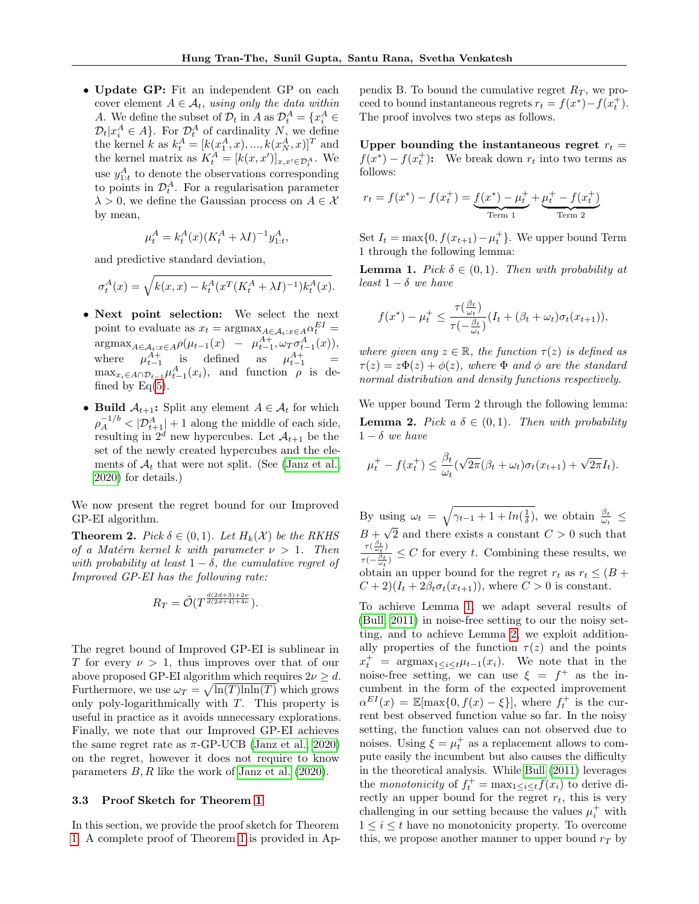- **Update GP:** Fit an independent GP on each cover element $A \in \mathcal{A}_t$, *using only the data within* $A$. We define the subset of $\mathcal{D}_t$ in $A$ as $\mathcal{D}_t^A = \{x_i^A \in \mathcal{D}_t | x_i^A \in A\}$. For $\mathcal{D}_t^A$ of cardinality $N$, we define the kernel $k$ as $k_t^A = [k(x_1^A, x), ..., k(x_N^A, x)]^T$ and the kernel matrix as $K_t^A = [k(x, x')]_{x,x' \in \mathcal{D}_t^A}$. We use $y_{1:t}^A$ to denote the observations corresponding to points in $\mathcal{D}_t^A$. For a regularisation parameter $\lambda > 0$, we define the Gaussian process on $A \in \mathcal{X}$ by mean,

$$\mu_t^A = k_t^A(x)(K_t^A + \lambda I)^{-1} y_{1:t}^A,$$

and predictive standard deviation,

$$\sigma_t^A(x) = \sqrt{k(x,x) - k_t^A(x^T(K_t^A + \lambda I)^{-1})k_t^A(x)}.$$

- **Next point selection:** We select the next point to evaluate as $x_t = \text{argmax}_{A \in \mathcal{A}_t : x \in A} \alpha_t^{EI} = \text{argmax}_{A \in \mathcal{A}_t : x \in A} \rho(\mu_{t-1}(x) - \mu_{t-1}^{A+}, \omega_T \sigma_{t-1}^A(x))$, where $\mu_{t-1}^{A+}$ is defined as $\mu_{t-1}^{A+} = \max_{x_i \in A \cap \mathcal{D}_{t-1}} \mu_{t-1}^A(x_i)$, and function $\rho$ is defined by Eq(5).

- **Build $\mathcal{A}_{t+1}$:** Split any element $A \in \mathcal{A}_t$ for which $\rho_A^{-1/b} < |\mathcal{D}_{t+1}^A| + 1$ along the middle of each side, resulting in $2^d$ new hypercubes. Let $\mathcal{A}_{t+1}$ be the set of the newly created hypercubes and the elements of $\mathcal{A}_t$ that were not split. (See (Janz et al., 2020) for details.)

We now present the regret bound for our Improved GP-EI algorithm.

**Theorem 2.** *Pick $\delta \in (0,1)$. Let $H_k(\mathcal{X})$ be the RKHS of a Matérn kernel $k$ with parameter $\nu > 1$. Then with probability at least $1 - \delta$, the cumulative regret of Improved GP-EI has the following rate:*

$$R_T = \tilde{\mathcal{O}}(T^{\frac{d(2d+3)+2\nu}{d(2d+4)+4\nu}}).$$

The regret bound of Improved GP-EI is sublinear in $T$ for every $\nu > 1$, thus improves over that of our above proposed GP-EI algorithm which requires $2\nu \geq d$. Furthermore, we use $\omega_T = \sqrt{\ln(T)\ln\ln(T)}$ which grows only poly-logarithmically with $T$. This property is useful in practice as it avoids unnecessary explorations. Finally, we note that our Improved GP-EI achieves the same regret rate as $\pi$-GP-UCB (Janz et al., 2020) on the regret, however it does not require to know parameters $B, R$ like the work of Janz et al. (2020).

### 3.3 Proof Sketch for Theorem 1

In this section, we provide the proof sketch for Theorem 1. A complete proof of Theorem 1 is provided in Appendix B. To bound the cumulative regret $R_T$, we proceed to bound instantaneous regrets $r_t = f(x^*) - f(x_t^+)$. The proof involves two steps as follows.

**Upper bounding the instantaneous regret $r_t = f(x^*) - f(x_t^+)$:** We break down $r_t$ into two terms as follows:

$$r_t = f(x^*) - f(x_t^+) = \underbrace{f(x^*) - \mu_t^+}_{\text{Term 1}} + \underbrace{\mu_t^+ - f(x_t^+)}_{\text{Term 2}}$$

Set $I_t = \max\{0, f(x_{t+1}) - \mu_t^+\}$. We upper bound Term 1 through the following lemma:

**Lemma 1.** *Pick $\delta \in (0,1)$. Then with probability at least $1 - \delta$ we have*

$$f(x^*) - \mu_t^+ \leq \frac{\tau(\frac{\beta_t}{\omega_t})}{\tau(-\frac{\beta_t}{\omega_t})}(I_t + (\beta_t + \omega_t)\sigma_t(x_{t+1})),$$

*where given any $z \in \mathbb{R}$, the function $\tau(z)$ is defined as $\tau(z) = z\Phi(z) + \phi(z)$, where $\Phi$ and $\phi$ are the standard normal distribution and density functions respectively.*

We upper bound Term 2 through the following lemma:

**Lemma 2.** *Pick a $\delta \in (0,1)$. Then with probability $1 - \delta$ we have*

$$\mu_t^+ - f(x_t^+) \leq \frac{\beta_t}{\omega_t}(\sqrt{2\pi}(\beta_t + \omega_t)\sigma_t(x_{t+1}) + \sqrt{2\pi} I_t).$$

By using $\omega_t = \sqrt{\gamma_{t-1} + 1 + ln(\frac{1}{\delta})}$, we obtain $\frac{\beta_t}{\omega_t} \leq B + \sqrt{2}$ and there exists a constant $C > 0$ such that $\frac{\tau(\frac{\beta_t}{\omega_t})}{\tau(-\frac{\beta_t}{\omega_t})} \leq C$ for every $t$. Combining these results, we obtain an upper bound for the regret $r_t$ as $r_t \leq (B + C + 2)(I_t + 2\beta_t\sigma_t(x_{t+1}))$, where $C > 0$ is constant.

To achieve Lemma 1, we adapt several results of (Bull, 2011) in noise-free setting to our the noisy setting, and to achieve Lemma 2, we exploit additionally properties of the function $\tau(z)$ and the points $x_t^+ = \text{argmax}_{1 \leq i \leq t} \mu_{t-1}(x_i)$. We note that in the noise-free setting, we can use $\xi = f^+$ as the incumbent in the form of the expected improvement $\alpha^{EI}(x) = \mathbb{E}[\max\{0, f(x) - \xi\}]$, where $f_t^+$ is the current best observed function value so far. In the noisy setting, the function values can not observed due to noises. Using $\xi = \mu_t^+$ as a replacement allows to compute easily the incumbent but also causes the difficulty in the theoretical analysis. While Bull (2011) leverages the *monotonicity* of $f_t^+ = \max_{1 \leq i \leq t} f(x_i)$ to derive directly an upper bound for the regret $r_t$, this is very challenging in our setting because the values $\mu_i^+$ with $1 \leq i \leq t$ have no monotonicity property. To overcome this, we propose another manner to upper bound $r_T$ by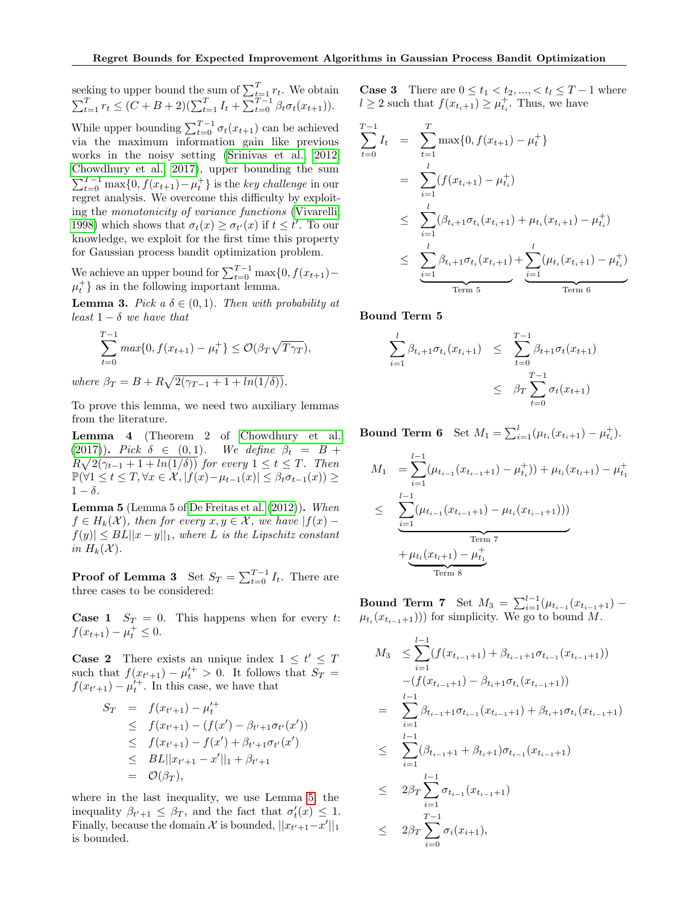seeking to upper bound the sum of $\sum_{t=1}^{T} r_t$. We obtain $\sum_{t=1}^{T} r_t \le (C + B + 2)(\sum_{t=1}^{T} I_t + \sum_{t=0}^{T-1} \beta_t \sigma_t(x_{t+1}))$.

While upper bounding $\sum_{t=0}^{T-1} \sigma_t(x_{t+1})$ can be achieved via the maximum information gain like previous works in the noisy setting (Srinivas et al., 2012; Chowdhury et al., 2017), upper bounding the sum $\sum_{t=0}^{T-1} \max\{0, f(x_{t+1}) - \mu_t^+\}$ is the *key challenge* in our regret analysis. We overcome this difficulty by exploiting the *monotonicity of variance functions* (Vivarelli, 1998) which shows that $\sigma_t(x) \ge \sigma_{t'}(x)$ if $t \le t'$. To our knowledge, we exploit for the first time this property for Gaussian process bandit optimization problem.

We achieve an upper bound for $\sum_{t=0}^{T-1} \max\{0, f(x_{t+1}) - \mu_t^+\}$ as in the following important lemma.

**Lemma 3.** *Pick a $\delta \in (0, 1)$. Then with probability at least $1 - \delta$ we have that*

$$\sum_{t=0}^{T-1} max\{0, f(x_{t+1}) - \mu_t^+\} \le \mathcal{O}(\beta_T \sqrt{T\gamma_T}),$$

*where $\beta_T = B + R\sqrt{2(\gamma_{T-1} + 1 + ln(1/\delta))}$.*

To prove this lemma, we need two auxiliary lemmas from the literature.

**Lemma 4** (Theorem 2 of Chowdhury et al. (2017))**.** *Pick $\delta \in (0, 1)$. We define $\beta_t = B + R\sqrt{2(\gamma_{t-1} + 1 + ln(1/\delta))}$ for every $1 \le t \le T$. Then $\mathbb{P}(\forall 1 \le t \le T, \forall x \in \mathcal{X}, |f(x) - \mu_{t-1}(x)| \le \beta_t \sigma_{t-1}(x)) \ge 1 - \delta$.*

**Lemma 5** (Lemma 5 of De Freitas et al. (2012))**.** *When $f \in H_k(\mathcal{X})$, then for every $x, y \in \mathcal{X}$, we have $|f(x) - f(y)| \le BL||x - y||_1$, where $L$ is the Lipschitz constant in $H_k(\mathcal{X})$.*

**Proof of Lemma 3** Set $S_T = \sum_{t=0}^{T-1} I_t$. There are three cases to be considered:

**Case 1** $S_T = 0$. This happens when for every $t$: $f(x_{t+1}) - \mu_t^+ \le 0$.

**Case 2** There exists an unique index $1 \le t' \le T$ such that $f(x_{t'+1}) - \mu_t'^+ > 0$. It follows that $S_T = f(x_{t'+1}) - \mu_t'^+$. In this case, we have that

$$\begin{aligned}
S_T &= f(x_{t'+1}) - \mu_t'^+ \\
&\le f(x_{t'+1}) - (f(x') - \beta_{t'+1}\sigma_{t'}(x')) \\
&\le f(x_{t'+1}) - f(x') + \beta_{t'+1}\sigma_{t'}(x') \\
&\le BL||x_{t'+1} - x'||_1 + \beta_{t'+1} \\
&= \mathcal{O}(\beta_T),
\end{aligned}$$

where in the last inequality, we use Lemma 5, the inequality $\beta_{t'+1} \le \beta_T$, and the fact that $\sigma_t'(x) \le 1$. Finally, because the domain $\mathcal{X}$ is bounded, $||x_{t'+1} - x'||_1$ is bounded.

**Case 3** There are $0 \le t_1 < t_2, ..., < t_l \le T - 1$ where $l \ge 2$ such that $f(x_{t_i+1}) \ge \mu_{t_i}^+$. Thus, we have

$$\begin{aligned}
\sum_{t=0}^{T-1} I_t &= \sum_{t=1}^{T} \max\{0, f(x_{t+1}) - \mu_t^+\} \\
&= \sum_{i=1}^{l} (f(x_{t_i+1}) - \mu_{t_i}^+) \\
&\le \sum_{i=1}^{l} (\beta_{t_i+1}\sigma_{t_i}(x_{t_i+1}) + \mu_{t_i}(x_{t_i+1}) - \mu_{t_i}^+) \\
&\le \underbrace{\sum_{i=1}^{l} \beta_{t_i+1}\sigma_{t_i}(x_{t_i+1})}_{\text{Term 5}} + \underbrace{\sum_{i=1}^{l} (\mu_{t_i}(x_{t_i+1}) - \mu_{t_i}^+)}_{\text{Term 6}}
\end{aligned}$$

**Bound Term 5**

$$\begin{aligned}
\sum_{i=1}^{l} \beta_{t_i+1}\sigma_{t_i}(x_{t_i+1}) &\le \sum_{t=0}^{T-1} \beta_{t+1}\sigma_t(x_{t+1}) \\
&\le \beta_T \sum_{t=0}^{T-1} \sigma_t(x_{t+1})
\end{aligned}$$

**Bound Term 6** Set $M_1 = \sum_{i=1}^{l} (\mu_{t_i}(x_{t_i+1}) - \mu_{t_i}^+)$.

$$\begin{aligned}
M_1 &= \sum_{i=1}^{l-1} (\mu_{t_{i-1}}(x_{t_{i-1}+1}) - \mu_{t_i}^+)) + \mu_{t_l}(x_{t_l+1}) - \mu_{t_1}^+ \\
&\le \underbrace{\sum_{i=1}^{l-1} (\mu_{t_{i-1}}(x_{t_{i-1}+1}) - \mu_{t_i}(x_{t_{i-1}+1})))}_{\text{Term 7}} \\
&\quad + \underbrace{\mu_{t_l}(x_{t_l+1}) - \mu_{t_1}^+}_{\text{Term 8}}
\end{aligned}$$

**Bound Term 7** Set $M_3 = \sum_{i=1}^{l-1} (\mu_{t_{i-1}}(x_{t_{i-1}+1}) - \mu_{t_i}(x_{t_{i-1}+1})))$ for simplicity. We go to bound $M$.

$$\begin{aligned}
M_3 &\le \sum_{i=1}^{l-1} (f(x_{t_{i-1}+1}) + \beta_{t_{i-1}+1}\sigma_{t_{i-1}}(x_{t_{i-1}+1})) \\
&\quad - (f(x_{t_{i-1}+1}) - \beta_{t_i+1}\sigma_{t_i}(x_{t_{i-1}+1})) \\
&= \sum_{i=1}^{l-1} \beta_{t_{i-1}+1}\sigma_{t_{i-1}}(x_{t_{i-1}+1}) + \beta_{t_i+1}\sigma_{t_i}(x_{t_{i-1}+1}) \\
&\le \sum_{i=1}^{l-1} (\beta_{t_{i-1}+1} + \beta_{t_i+1})\sigma_{t_{i-1}}(x_{t_{i-1}+1}) \\
&\le 2\beta_T \sum_{i=1}^{l-1} \sigma_{t_{i-1}}(x_{t_{i-1}+1}) \\
&\le 2\beta_T \sum_{i=0}^{T-1} \sigma_i(x_{i+1}),
\end{aligned}$$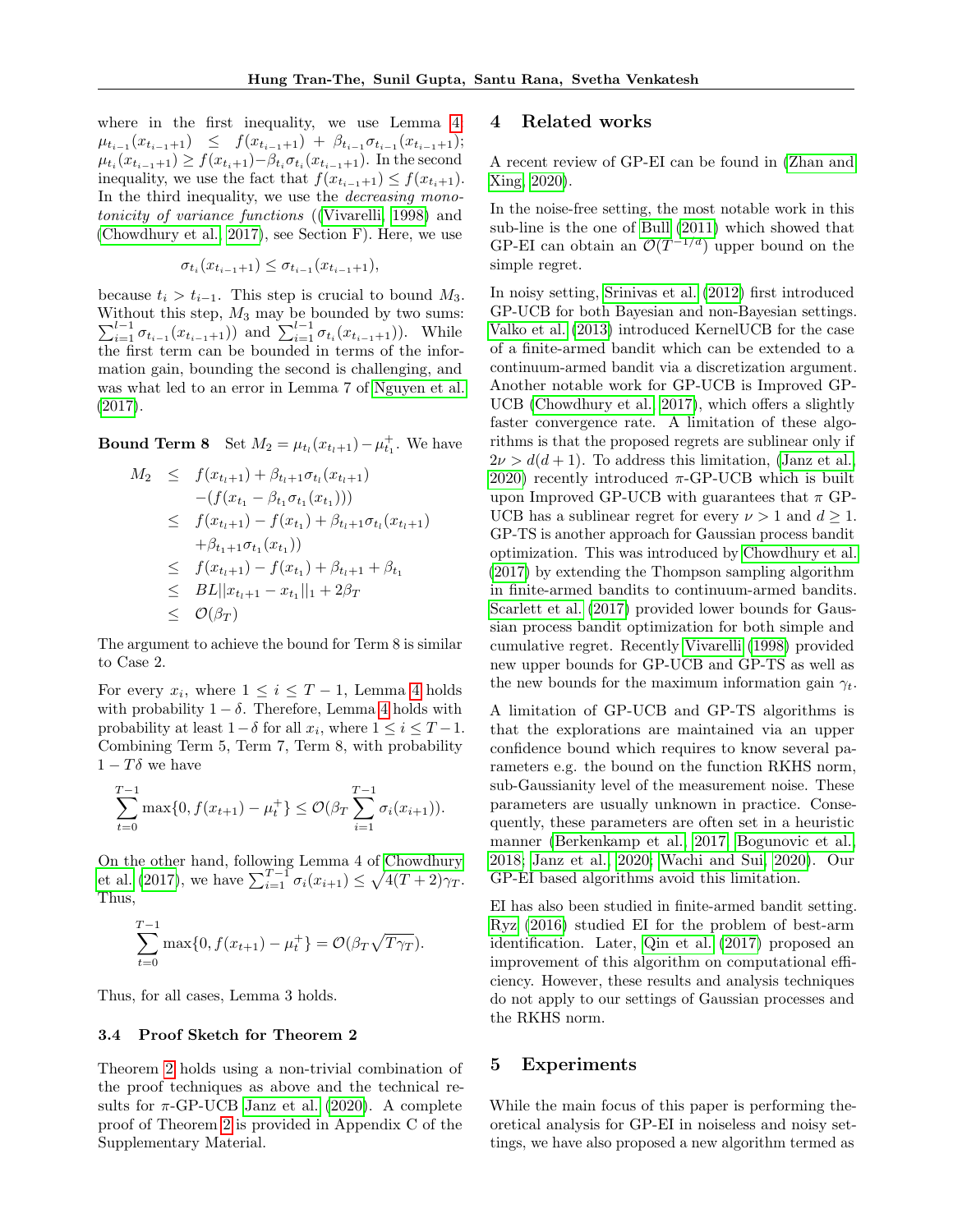where in the first inequality, we use Lemma 4: $\mu_{t_{i-1}}(x_{t_{i-1}+1}) \leq f(x_{t_{i-1}+1}) + \beta_{t_{i-1}}\sigma_{t_{i-1}}(x_{t_{i-1}+1})$; $\mu_{t_i}(x_{t_{i-1}+1}) \geq f(x_{t_i+1}) - \beta_{t_i}\sigma_{t_i}(x_{t_{i-1}+1})$. In the second inequality, we use the fact that $f(x_{t_{i-1}+1}) \leq f(x_{t_i+1})$. In the third inequality, we use the *decreasing monotonicity of variance functions* ((Vivarelli, 1998) and (Chowdhury et al., 2017), see Section F). Here, we use

$$\sigma_{t_i}(x_{t_{i-1}+1}) \leq \sigma_{t_{i-1}}(x_{t_{i-1}+1}),$$

because $t_i > t_{i-1}$. This step is crucial to bound $M_3$. Without this step, $M_3$ may be bounded by two sums: $\sum_{i=1}^{l-1} \sigma_{t_{i-1}}(x_{t_{i-1}+1}))$ and $\sum_{i=1}^{l-1} \sigma_{t_i}(x_{t_{i-1}+1}))$. While the first term can be bounded in terms of the information gain, bounding the second is challenging, and was what led to an error in Lemma 7 of Nguyen et al. (2017).

**Bound Term 8** Set $M_2 = \mu_{t_l}(x_{t_l+1}) - \mu_{t_1}^+$. We have

$$\begin{aligned}
M_2 &\leq f(x_{t_l+1}) + \beta_{t_l+1}\sigma_{t_l}(x_{t_l+1}) \\
&\quad -(f(x_{t_1} - \beta_{t_1}\sigma_{t_1}(x_{t_1}))) \\
&\leq f(x_{t_l+1}) - f(x_{t_1}) + \beta_{t_l+1}\sigma_{t_l}(x_{t_l+1}) \\
&\quad +\beta_{t_1+1}\sigma_{t_1}(x_{t_1})) \\
&\leq f(x_{t_l+1}) - f(x_{t_1}) + \beta_{t_l+1} + \beta_{t_1} \\
&\leq BL||x_{t_l+1} - x_{t_1}||_1 + 2\beta_T \\
&\leq \mathcal{O}(\beta_T)
\end{aligned}$$

The argument to achieve the bound for Term 8 is similar to Case 2.

For every $x_i$, where $1 \leq i \leq T-1$, Lemma 4 holds with probability $1-\delta$. Therefore, Lemma 4 holds with probability at least $1-\delta$ for all $x_i$, where $1 \leq i \leq T-1$. Combining Term 5, Term 7, Term 8, with probability $1 - T\delta$ we have

$$\sum_{t=0}^{T-1} \max\{0, f(x_{t+1}) - \mu_t^+\} \leq \mathcal{O}(\beta_T \sum_{i=1}^{T-1} \sigma_i(x_{i+1})).$$

On the other hand, following Lemma 4 of Chowdhury et al. (2017), we have $\sum_{i=1}^{T-1} \sigma_i(x_{i+1}) \leq \sqrt{4(T+2)\gamma_T}$. Thus,

$$\sum_{t=0}^{T-1} \max\{0, f(x_{t+1}) - \mu_t^+\} = \mathcal{O}(\beta_T\sqrt{T\gamma_T}).$$

Thus, for all cases, Lemma 3 holds.

### 3.4 Proof Sketch for Theorem 2

Theorem 2 holds using a non-trivial combination of the proof techniques as above and the technical results for $\pi$-GP-UCB Janz et al. (2020). A complete proof of Theorem 2 is provided in Appendix C of the Supplementary Material.

## 4 Related works

A recent review of GP-EI can be found in (Zhan and Xing, 2020).

In the noise-free setting, the most notable work in this sub-line is the one of Bull (2011) which showed that GP-EI can obtain an $\mathcal{O}(T^{-1/d})$ upper bound on the simple regret.

In noisy setting, Srinivas et al. (2012) first introduced GP-UCB for both Bayesian and non-Bayesian settings. Valko et al. (2013) introduced KernelUCB for the case of a finite-armed bandit which can be extended to a continuum-armed bandit via a discretization argument. Another notable work for GP-UCB is Improved GP-UCB (Chowdhury et al., 2017), which offers a slightly faster convergence rate. A limitation of these algorithms is that the proposed regrets are sublinear only if $2\nu > d(d+1)$. To address this limitation, (Janz et al., 2020) recently introduced $\pi$-GP-UCB which is built upon Improved GP-UCB with guarantees that $\pi$ GP-UCB has a sublinear regret for every $\nu > 1$ and $d \geq 1$. GP-TS is another approach for Gaussian process bandit optimization. This was introduced by Chowdhury et al. (2017) by extending the Thompson sampling algorithm in finite-armed bandits to continuum-armed bandits. Scarlett et al. (2017) provided lower bounds for Gaussian process bandit optimization for both simple and cumulative regret. Recently Vivarelli (1998) provided new upper bounds for GP-UCB and GP-TS as well as the new bounds for the maximum information gain $\gamma_t$.

A limitation of GP-UCB and GP-TS algorithms is that the explorations are maintained via an upper confidence bound which requires to know several parameters e.g. the bound on the function RKHS norm, sub-Gaussianity level of the measurement noise. These parameters are usually unknown in practice. Consequently, these parameters are often set in a heuristic manner (Berkenkamp et al., 2017; Bogunovic et al., 2018; Janz et al., 2020; Wachi and Sui, 2020). Our GP-EI based algorithms avoid this limitation.

EI has also been studied in finite-armed bandit setting. Ryz (2016) studied EI for the problem of best-arm identification. Later, Qin et al. (2017) proposed an improvement of this algorithm on computational efficiency. However, these results and analysis techniques do not apply to our settings of Gaussian processes and the RKHS norm.

## 5 Experiments

While the main focus of this paper is performing theoretical analysis for GP-EI in noiseless and noisy settings, we have also proposed a new algorithm termed as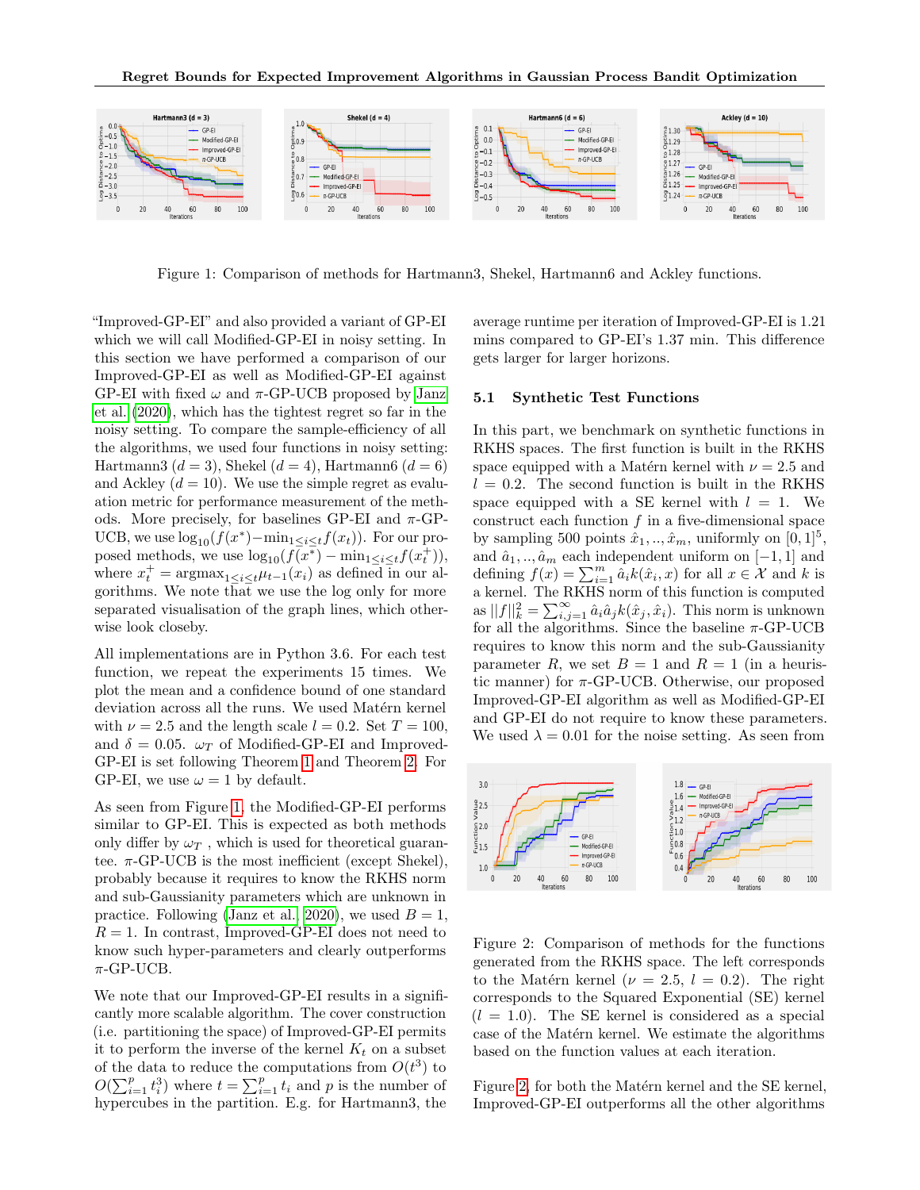Hartmann3 (d = 3)

Log Distance to Optima

0.0
-0.5
-1.0
-1.5
-2.0
-2.5
-3.0
-3.5

0 20 40 60 80 100

Iterations

GP-EI
Modified-GP-EI
Improved-GP-EI
π-GP-UCB

Shekel (d = 4)

Log Distance to Optima

1.0
0.9
0.8
0.7
0.6

0 20 40 60 80 100

Iterations

GP-EI
Modified-GP-EI
Improved-GP-EI
π-GP-UCB

Hartmann6 (d = 6)

Log Distance to Optima

0.1
0.0
-0.1
-0.2
-0.3
-0.4
-0.5

0 20 40 60 80 100

Iterations

GP-EI
Modified-GP-EI
Improved-GP-EI
π-GP-UCB

Ackley (d = 10)

Log Distance to Optima

1.30
1.29
1.28
1.27
1.26
1.25
1.24

0 20 40 60 80 100

Iterations

GP-EI
Modified-GP-EI
Improved-GP-EI
π-GP-UCB

Figure 1: Comparison of methods for Hartmann3, Shekel, Hartmann6 and Ackley functions.

"Improved-GP-EI" and also provided a variant of GP-EI which we will call Modified-GP-EI in noisy setting. In this section we have performed a comparison of our Improved-GP-EI as well as Modified-GP-EI against GP-EI with fixed $\omega$ and $\pi$-GP-UCB proposed by Janz et al. (2020), which has the tightest regret so far in the noisy setting. To compare the sample-efficiency of all the algorithms, we used four functions in noisy setting: Hartmann3 ($d = 3$), Shekel ($d = 4$), Hartmann6 ($d = 6$) and Ackley ($d = 10$). We use the simple regret as evaluation metric for performance measurement of the methods. More precisely, for baselines GP-EI and $\pi$-GP-UCB, we use $\log_{10}(f(x^*) - \min_{1 \leq i \leq t} f(x_t))$. For our proposed methods, we use $\log_{10}(f(x^*) - \min_{1 \leq i \leq t} f(x_t^+))$, where $x_t^+ = \text{argmax}_{1 \leq i \leq t} \mu_{t-1}(x_i)$ as defined in our algorithms. We note that we use the log only for more separated visualisation of the graph lines, which otherwise look closeby.

All implementations are in Python 3.6. For each test function, we repeat the experiments 15 times. We plot the mean and a confidence bound of one standard deviation across all the runs. We used Matérn kernel with $\nu = 2.5$ and the length scale $l = 0.2$. Set $T = 100$, and $\delta = 0.05$. $\omega_T$ of Modified-GP-EI and Improved-GP-EI is set following Theorem 1 and Theorem 2. For GP-EI, we use $\omega = 1$ by default.

As seen from Figure 1, the Modified-GP-EI performs similar to GP-EI. This is expected as both methods only differ by $\omega_T$ , which is used for theoretical guarantee. $\pi$-GP-UCB is the most inefficient (except Shekel), probably because it requires to know the RKHS norm and sub-Gaussianity parameters which are unknown in practice. Following (Janz et al., 2020), we used $B = 1$, $R = 1$. In contrast, Improved-GP-EI does not need to know such hyper-parameters and clearly outperforms $\pi$-GP-UCB.

We note that our Improved-GP-EI results in a significantly more scalable algorithm. The cover construction (i.e. partitioning the space) of Improved-GP-EI permits it to perform the inverse of the kernel $K_t$ on a subset of the data to reduce the computations from $O(t^3)$ to $O(\sum_{i=1}^{p} t_i^3)$ where $t = \sum_{i=1}^{p} t_i$ and $p$ is the number of hypercubes in the partition. E.g. for Hartmann3, the average runtime per iteration of Improved-GP-EI is 1.21 mins compared to GP-EI's 1.37 min. This difference gets larger for larger horizons.

### 5.1 Synthetic Test Functions

In this part, we benchmark on synthetic functions in RKHS spaces. The first function is built in the RKHS space equipped with a Matérn kernel with $\nu = 2.5$ and $l = 0.2$. The second function is built in the RKHS space equipped with a SE kernel with $l = 1$. We construct each function $f$ in a five-dimensional space by sampling 500 points $\hat{x}_1, .., \hat{x}_m$, uniformly on $[0, 1]^5$, and $\hat{a}_1, .., \hat{a}_m$ each independent uniform on $[-1, 1]$ and defining $f(x) = \sum_{i=1}^{m} \hat{a}_i k(\hat{x}_i, x)$ for all $x \in \mathcal{X}$ and $k$ is a kernel. The RKHS norm of this function is computed as $||f||_k^2 = \sum_{i,j=1}^{\infty} \hat{a}_i \hat{a}_j k(\hat{x}_j, \hat{x}_i)$. This norm is unknown for all the algorithms. Since the baseline $\pi$-GP-UCB requires to know this norm and the sub-Gaussianity parameter $R$, we set $B = 1$ and $R = 1$ (in a heuristic manner) for $\pi$-GP-UCB. Otherwise, our proposed Improved-GP-EI algorithm as well as Modified-GP-EI and GP-EI do not require to know these parameters. We used $\lambda = 0.01$ for the noise setting. As seen from

Function Value

3.0
2.5
2.0
1.5
1.0

0 20 40 60 80 100

Iterations

GP-EI
Modified-GP-EI
Improved-GP-EI
π-GP-UCB

Function Value

1.8
1.6
1.4
1.2
1.0
0.8
0.6
0.4

0 20 40 60 80 100

Iterations

GP-EI
Modified-GP-EI
Improved-GP-EI
π-GP-UCB

Figure 2: Comparison of methods for the functions generated from the RKHS space. The left corresponds to the Matérn kernel ($\nu = 2.5$, $l = 0.2$). The right corresponds to the Squared Exponential (SE) kernel ($l = 1.0$). The SE kernel is considered as a special case of the Matérn kernel. We estimate the algorithms based on the function values at each iteration.

Figure 2, for both the Matérn kernel and the SE kernel, Improved-GP-EI outperforms all the other algorithms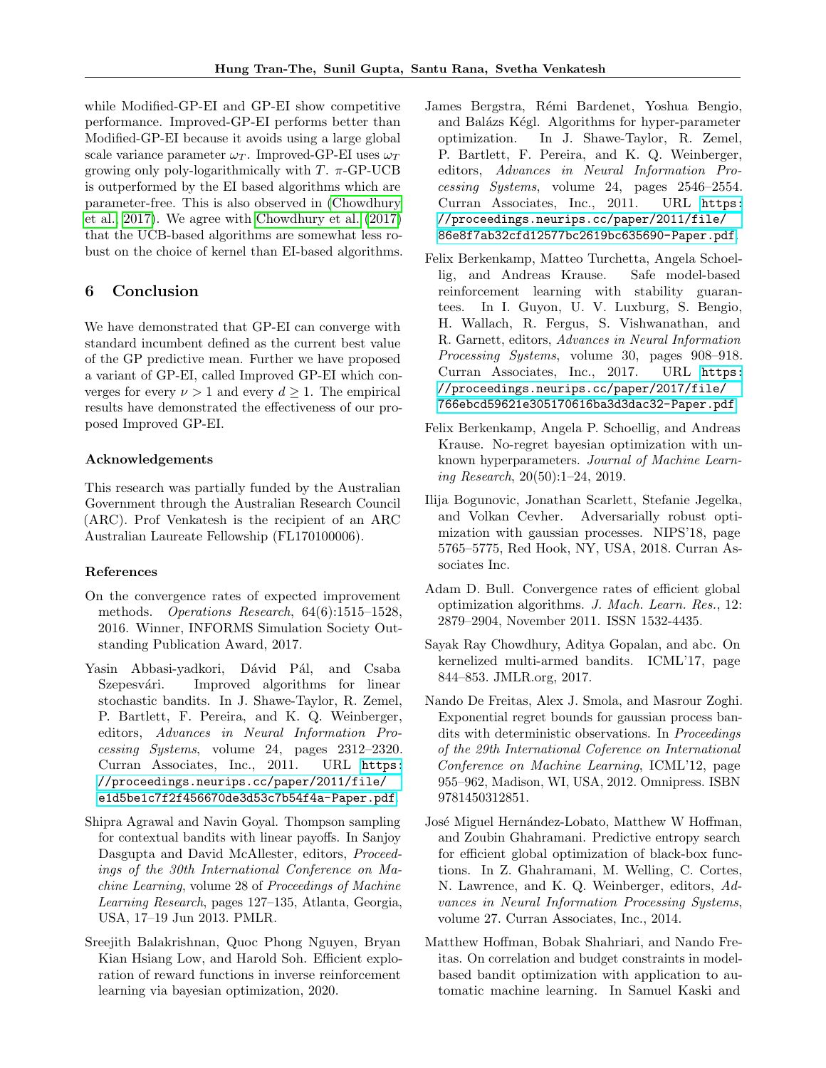while Modified-GP-EI and GP-EI show competitive performance. Improved-GP-EI performs better than Modified-GP-EI because it avoids using a large global scale variance parameter $\omega_T$. Improved-GP-EI uses $\omega_T$ growing only poly-logarithmically with $T$. $\pi$-GP-UCB is outperformed by the EI based algorithms which are parameter-free. This is also observed in (Chowdhury et al., 2017). We agree with Chowdhury et al. (2017) that the UCB-based algorithms are somewhat less robust on the choice of kernel than EI-based algorithms.

## 6 Conclusion

We have demonstrated that GP-EI can converge with standard incumbent defined as the current best value of the GP predictive mean. Further we have proposed a variant of GP-EI, called Improved GP-EI which converges for every $\nu > 1$ and every $d \geq 1$. The empirical results have demonstrated the effectiveness of our proposed Improved GP-EI.

### Acknowledgements

This research was partially funded by the Australian Government through the Australian Research Council (ARC). Prof Venkatesh is the recipient of an ARC Australian Laureate Fellowship (FL170100006).

### References

On the convergence rates of expected improvement methods. *Operations Research*, 64(6):1515–1528, 2016. Winner, INFORMS Simulation Society Outstanding Publication Award, 2017.

Yasin Abbasi-yadkori, Dávid Pál, and Csaba Szepesvári. Improved algorithms for linear stochastic bandits. In J. Shawe-Taylor, R. Zemel, P. Bartlett, F. Pereira, and K. Q. Weinberger, editors, *Advances in Neural Information Processing Systems*, volume 24, pages 2312–2320. Curran Associates, Inc., 2011. URL https://proceedings.neurips.cc/paper/2011/file/e1d5be1c7f2f456670de3d53c7b54f4a-Paper.pdf.

Shipra Agrawal and Navin Goyal. Thompson sampling for contextual bandits with linear payoffs. In Sanjoy Dasgupta and David McAllester, editors, *Proceedings of the 30th International Conference on Machine Learning*, volume 28 of *Proceedings of Machine Learning Research*, pages 127–135, Atlanta, Georgia, USA, 17–19 Jun 2013. PMLR.

Sreejith Balakrishnan, Quoc Phong Nguyen, Bryan Kian Hsiang Low, and Harold Soh. Efficient exploration of reward functions in inverse reinforcement learning via bayesian optimization, 2020.

James Bergstra, Rémi Bardenet, Yoshua Bengio, and Balázs Kégl. Algorithms for hyper-parameter optimization. In J. Shawe-Taylor, R. Zemel, P. Bartlett, F. Pereira, and K. Q. Weinberger, editors, *Advances in Neural Information Processing Systems*, volume 24, pages 2546–2554. Curran Associates, Inc., 2011. URL https://proceedings.neurips.cc/paper/2011/file/86e8f7ab32cfd12577bc2619bc635690-Paper.pdf.

Felix Berkenkamp, Matteo Turchetta, Angela Schoellig, and Andreas Krause. Safe model-based reinforcement learning with stability guarantees. In I. Guyon, U. V. Luxburg, S. Bengio, H. Wallach, R. Fergus, S. Vishwanathan, and R. Garnett, editors, *Advances in Neural Information Processing Systems*, volume 30, pages 908–918. Curran Associates, Inc., 2017. URL https://proceedings.neurips.cc/paper/2017/file/766ebcd59621e305170616ba3d3dac32-Paper.pdf.

Felix Berkenkamp, Angela P. Schoellig, and Andreas Krause. No-regret bayesian optimization with unknown hyperparameters. *Journal of Machine Learning Research*, 20(50):1–24, 2019.

Ilija Bogunovic, Jonathan Scarlett, Stefanie Jegelka, and Volkan Cevher. Adversarially robust optimization with gaussian processes. NIPS'18, page 5765–5775, Red Hook, NY, USA, 2018. Curran Associates Inc.

Adam D. Bull. Convergence rates of efficient global optimization algorithms. *J. Mach. Learn. Res.*, 12: 2879–2904, November 2011. ISSN 1532-4435.

Sayak Ray Chowdhury, Aditya Gopalan, and abc. On kernelized multi-armed bandits. ICML'17, page 844–853. JMLR.org, 2017.

Nando De Freitas, Alex J. Smola, and Masrour Zoghi. Exponential regret bounds for gaussian process bandits with deterministic observations. In *Proceedings of the 29th International Coference on International Conference on Machine Learning*, ICML'12, page 955–962, Madison, WI, USA, 2012. Omnipress. ISBN 9781450312851.

José Miguel Hernández-Lobato, Matthew W Hoffman, and Zoubin Ghahramani. Predictive entropy search for efficient global optimization of black-box functions. In Z. Ghahramani, M. Welling, C. Cortes, N. Lawrence, and K. Q. Weinberger, editors, *Advances in Neural Information Processing Systems*, volume 27. Curran Associates, Inc., 2014.

Matthew Hoffman, Bobak Shahriari, and Nando Freitas. On correlation and budget constraints in model-based bandit optimization with application to automatic machine learning. In Samuel Kaski and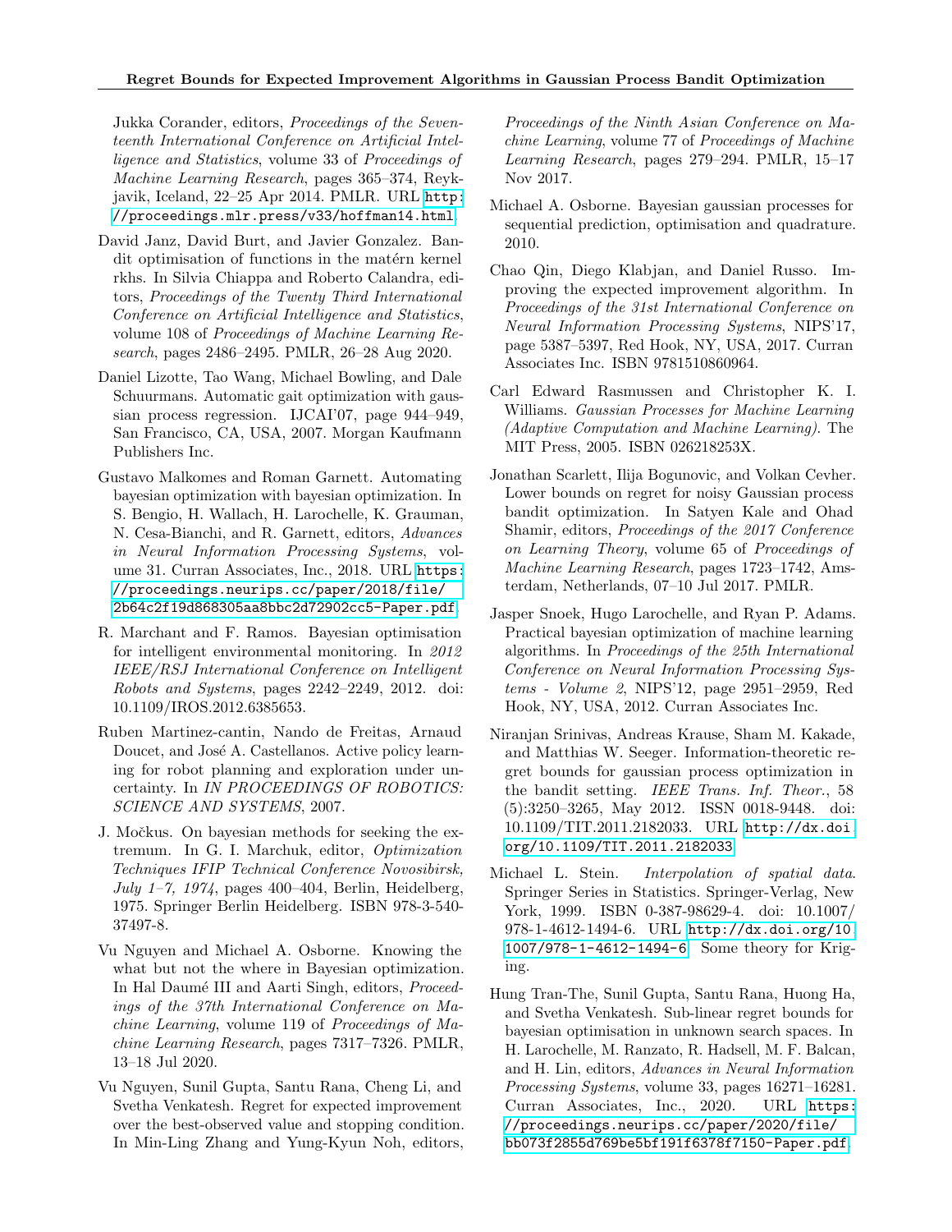Jukka Corander, editors, *Proceedings of the Seventeenth International Conference on Artificial Intelligence and Statistics*, volume 33 of *Proceedings of Machine Learning Research*, pages 365–374, Reykjavik, Iceland, 22–25 Apr 2014. PMLR. URL http://proceedings.mlr.press/v33/hoffman14.html.

David Janz, David Burt, and Javier Gonzalez. Bandit optimisation of functions in the matérn kernel rkhs. In Silvia Chiappa and Roberto Calandra, editors, *Proceedings of the Twenty Third International Conference on Artificial Intelligence and Statistics*, volume 108 of *Proceedings of Machine Learning Research*, pages 2486–2495. PMLR, 26–28 Aug 2020.

Daniel Lizotte, Tao Wang, Michael Bowling, and Dale Schuurmans. Automatic gait optimization with gaussian process regression. IJCAI'07, page 944–949, San Francisco, CA, USA, 2007. Morgan Kaufmann Publishers Inc.

Gustavo Malkomes and Roman Garnett. Automating bayesian optimization with bayesian optimization. In S. Bengio, H. Wallach, H. Larochelle, K. Grauman, N. Cesa-Bianchi, and R. Garnett, editors, *Advances in Neural Information Processing Systems*, volume 31. Curran Associates, Inc., 2018. URL https://proceedings.neurips.cc/paper/2018/file/2b64c2f19d868305aa8bbc2d72902cc5-Paper.pdf.

R. Marchant and F. Ramos. Bayesian optimisation for intelligent environmental monitoring. In *2012 IEEE/RSJ International Conference on Intelligent Robots and Systems*, pages 2242–2249, 2012. doi: 10.1109/IROS.2012.6385653.

Ruben Martinez-cantin, Nando de Freitas, Arnaud Doucet, and José A. Castellanos. Active policy learning for robot planning and exploration under uncertainty. In *IN PROCEEDINGS OF ROBOTICS: SCIENCE AND SYSTEMS*, 2007.

J. Močkus. On bayesian methods for seeking the extremum. In G. I. Marchuk, editor, *Optimization Techniques IFIP Technical Conference Novosibirsk, July 1–7, 1974*, pages 400–404, Berlin, Heidelberg, 1975. Springer Berlin Heidelberg. ISBN 978-3-540-37497-8.

Vu Nguyen and Michael A. Osborne. Knowing the what but not the where in Bayesian optimization. In Hal Daumé III and Aarti Singh, editors, *Proceedings of the 37th International Conference on Machine Learning*, volume 119 of *Proceedings of Machine Learning Research*, pages 7317–7326. PMLR, 13–18 Jul 2020.

Vu Nguyen, Sunil Gupta, Santu Rana, Cheng Li, and Svetha Venkatesh. Regret for expected improvement over the best-observed value and stopping condition. In Min-Ling Zhang and Yung-Kyun Noh, editors, *Proceedings of the Ninth Asian Conference on Machine Learning*, volume 77 of *Proceedings of Machine Learning Research*, pages 279–294. PMLR, 15–17 Nov 2017.

Michael A. Osborne. Bayesian gaussian processes for sequential prediction, optimisation and quadrature. 2010.

Chao Qin, Diego Klabjan, and Daniel Russo. Improving the expected improvement algorithm. In *Proceedings of the 31st International Conference on Neural Information Processing Systems*, NIPS'17, page 5387–5397, Red Hook, NY, USA, 2017. Curran Associates Inc. ISBN 9781510860964.

Carl Edward Rasmussen and Christopher K. I. Williams. *Gaussian Processes for Machine Learning (Adaptive Computation and Machine Learning)*. The MIT Press, 2005. ISBN 026218253X.

Jonathan Scarlett, Ilija Bogunovic, and Volkan Cevher. Lower bounds on regret for noisy Gaussian process bandit optimization. In Satyen Kale and Ohad Shamir, editors, *Proceedings of the 2017 Conference on Learning Theory*, volume 65 of *Proceedings of Machine Learning Research*, pages 1723–1742, Amsterdam, Netherlands, 07–10 Jul 2017. PMLR.

Jasper Snoek, Hugo Larochelle, and Ryan P. Adams. Practical bayesian optimization of machine learning algorithms. In *Proceedings of the 25th International Conference on Neural Information Processing Systems - Volume 2*, NIPS'12, page 2951–2959, Red Hook, NY, USA, 2012. Curran Associates Inc.

Niranjan Srinivas, Andreas Krause, Sham M. Kakade, and Matthias W. Seeger. Information-theoretic regret bounds for gaussian process optimization in the bandit setting. *IEEE Trans. Inf. Theor.*, 58 (5):3250–3265, May 2012. ISSN 0018-9448. doi: 10.1109/TIT.2011.2182033. URL http://dx.doi.org/10.1109/TIT.2011.2182033.

Michael L. Stein. *Interpolation of spatial data*. Springer Series in Statistics. Springer-Verlag, New York, 1999. ISBN 0-387-98629-4. doi: 10.1007/978-1-4612-1494-6. URL http://dx.doi.org/10.1007/978-1-4612-1494-6. Some theory for Kriging.

Hung Tran-The, Sunil Gupta, Santu Rana, Huong Ha, and Svetha Venkatesh. Sub-linear regret bounds for bayesian optimisation in unknown search spaces. In H. Larochelle, M. Ranzato, R. Hadsell, M. F. Balcan, and H. Lin, editors, *Advances in Neural Information Processing Systems*, volume 33, pages 16271–16281. Curran Associates, Inc., 2020. URL https://proceedings.neurips.cc/paper/2020/file/bb073f2855d769be5bf191f6378f7150-Paper.pdf.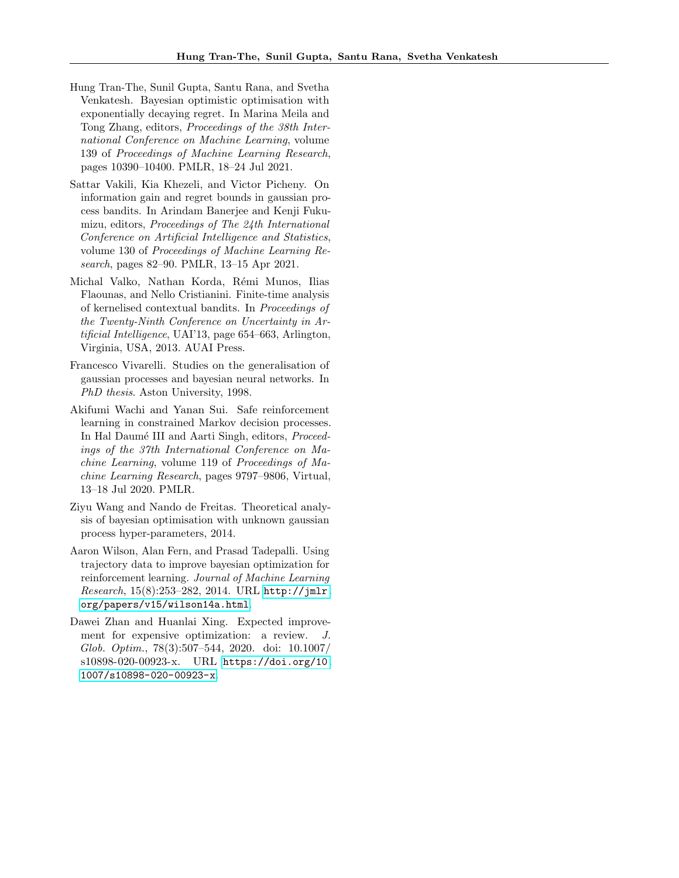Hung Tran-The, Sunil Gupta, Santu Rana, and Svetha Venkatesh. Bayesian optimistic optimisation with exponentially decaying regret. In Marina Meila and Tong Zhang, editors, *Proceedings of the 38th International Conference on Machine Learning*, volume 139 of *Proceedings of Machine Learning Research*, pages 10390–10400. PMLR, 18–24 Jul 2021.

Sattar Vakili, Kia Khezeli, and Victor Picheny. On information gain and regret bounds in gaussian process bandits. In Arindam Banerjee and Kenji Fukumizu, editors, *Proceedings of The 24th International Conference on Artificial Intelligence and Statistics*, volume 130 of *Proceedings of Machine Learning Research*, pages 82–90. PMLR, 13–15 Apr 2021.

Michal Valko, Nathan Korda, Rémi Munos, Ilias Flaounas, and Nello Cristianini. Finite-time analysis of kernelised contextual bandits. In *Proceedings of the Twenty-Ninth Conference on Uncertainty in Artificial Intelligence*, UAI'13, page 654–663, Arlington, Virginia, USA, 2013. AUAI Press.

Francesco Vivarelli. Studies on the generalisation of gaussian processes and bayesian neural networks. In *PhD thesis*. Aston University, 1998.

Akifumi Wachi and Yanan Sui. Safe reinforcement learning in constrained Markov decision processes. In Hal Daumé III and Aarti Singh, editors, *Proceedings of the 37th International Conference on Machine Learning*, volume 119 of *Proceedings of Machine Learning Research*, pages 9797–9806, Virtual, 13–18 Jul 2020. PMLR.

Ziyu Wang and Nando de Freitas. Theoretical analysis of bayesian optimisation with unknown gaussian process hyper-parameters, 2014.

Aaron Wilson, Alan Fern, and Prasad Tadepalli. Using trajectory data to improve bayesian optimization for reinforcement learning. *Journal of Machine Learning Research*, 15(8):253–282, 2014. URL http://jmlr.org/papers/v15/wilson14a.html.

Dawei Zhan and Huanlai Xing. Expected improvement for expensive optimization: a review. *J. Glob. Optim.*, 78(3):507–544, 2020. doi: 10.1007/s10898-020-00923-x. URL https://doi.org/10.1007/s10898-020-00923-x.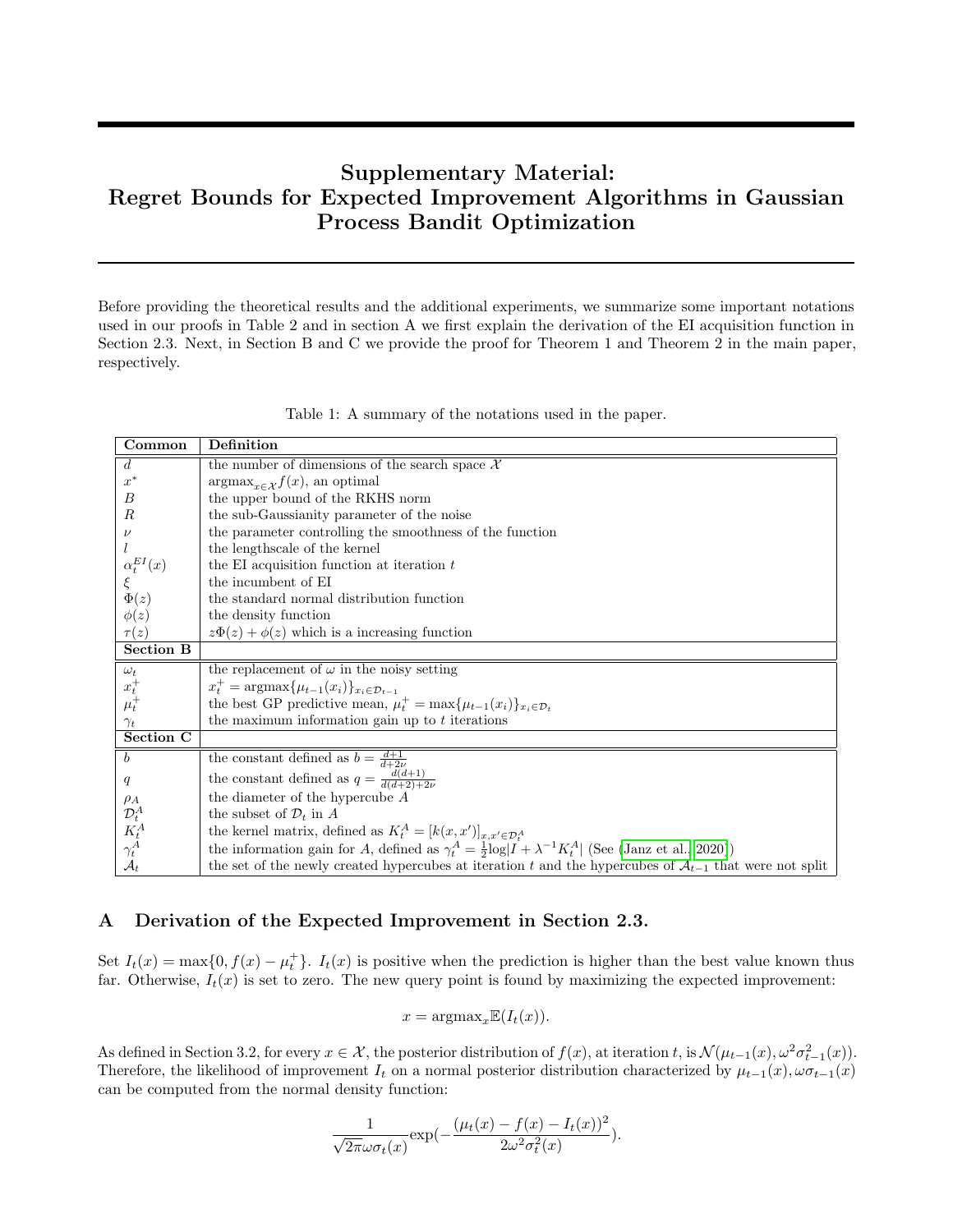# Supplementary Material: Regret Bounds for Expected Improvement Algorithms in Gaussian Process Bandit Optimization

Before providing the theoretical results and the additional experiments, we summarize some important notations used in our proofs in Table 2 and in section A we first explain the derivation of the EI acquisition function in Section 2.3. Next, in Section B and C we provide the proof for Theorem 1 and Theorem 2 in the main paper, respectively.

Table 1: A summary of the notations used in the paper.

| **Common** | **Definition** |
|---|---|
| $d$ | the number of dimensions of the search space $\mathcal{X}$ |
| $x^*$ | $\text{argmax}_{x\in\mathcal{X}} f(x)$, an optimal |
| $B$ | the upper bound of the RKHS norm |
| $R$ | the sub-Gaussianity parameter of the noise |
| $\nu$ | the parameter controlling the smoothness of the function |
| $l$ | the lengthscale of the kernel |
| $\alpha_t^{EI}(x)$ | the EI acquisition function at iteration $t$ |
| $\xi$ | the incumbent of EI |
| $\Phi(z)$ | the standard normal distribution function |
| $\phi(z)$ | the density function |
| $\tau(z)$ | $z\Phi(z) + \phi(z)$ which is a increasing function |
| **Section B** | |
| $\omega_t$ | the replacement of $\omega$ in the noisy setting |
| $x_t^+$ | $x_t^+ = \text{argmax}\{\mu_{t-1}(x_i)\}_{x_i\in\mathcal{D}_{t-1}}$ |
| $\mu_t^+$ | the best GP predictive mean, $\mu_t^+ = \max\{\mu_{t-1}(x_i)\}_{x_i\in\mathcal{D}_t}$ |
| $\gamma_t$ | the maximum information gain up to $t$ iterations |
| **Section C** | |
| $b$ | the constant defined as $b = \frac{d+1}{d+2\nu}$ |
| $q$ | the constant defined as $q = \frac{d(d+1)}{d(d+2)+2\nu}$ |
| $\rho_A$ | the diameter of the hypercube $A$ |
| $\mathcal{D}_t^A$ | the subset of $\mathcal{D}_t$ in $A$ |
| $K_t^A$ | the kernel matrix, defined as $K_t^A = [k(x,x')]_{x,x'\in\mathcal{D}_t^A}$ |
| $\gamma_t^A$ | the information gain for $A$, defined as $\gamma_t^A = \frac{1}{2}\log\lvert I + \lambda^{-1}K_t^A\rvert$ (See (Janz et al., 2020)) |
| $\mathcal{A}_t$ | the set of the newly created hypercubes at iteration $t$ and the hypercubes of $\mathcal{A}_{t-1}$ that were not split |

## A Derivation of the Expected Improvement in Section 2.3.

Set $I_t(x) = \max\{0, f(x) - \mu_t^+\}$. $I_t(x)$ is positive when the prediction is higher than the best value known thus far. Otherwise, $I_t(x)$ is set to zero. The new query point is found by maximizing the expected improvement:

$$x = \text{argmax}_x \mathbb{E}(I_t(x)).$$

As defined in Section 3.2, for every $x \in \mathcal{X}$, the posterior distribution of $f(x)$, at iteration $t$, is $\mathcal{N}(\mu_{t-1}(x), \omega^2\sigma_{t-1}^2(x))$. Therefore, the likelihood of improvement $I_t$ on a normal posterior distribution characterized by $\mu_{t-1}(x), \omega\sigma_{t-1}(x)$ can be computed from the normal density function:

$$\frac{1}{\sqrt{2\pi}\omega\sigma_t(x)}\exp(-\frac{(\mu_t(x) - f(x) - I_t(x))^2}{2\omega^2\sigma_t^2(x)}).$$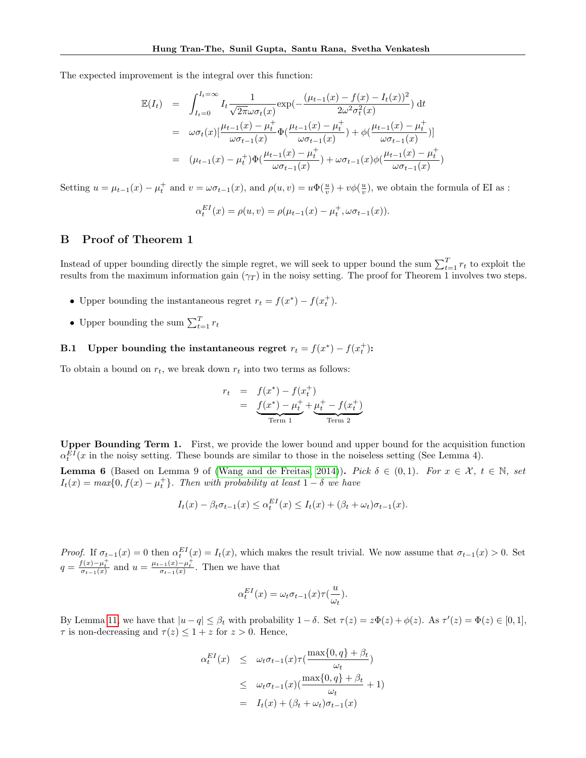The expected improvement is the integral over this function:

$$
\begin{aligned}
\mathbb{E}(I_t) &= \int_{I_t=0}^{I_t=\infty} I_t \frac{1}{\sqrt{2\pi}\omega\sigma_t(x)} \exp(-\frac{(\mu_{t-1}(x) - f(x) - I_t(x))^2}{2\omega^2\sigma_t^2(x)}) \, \mathrm{d}t \\
&= \omega\sigma_t(x)[\frac{\mu_{t-1}(x) - \mu_t^+}{\omega\sigma_{t-1}(x)} \Phi(\frac{\mu_{t-1}(x) - \mu_t^+}{\omega\sigma_{t-1}(x)}) + \phi(\frac{\mu_{t-1}(x) - \mu_t^+}{\omega\sigma_{t-1}(x)})] \\
&= (\mu_{t-1}(x) - \mu_t^+)\Phi(\frac{\mu_{t-1}(x) - \mu_t^+}{\omega\sigma_{t-1}(x)}) + \omega\sigma_{t-1}(x)\phi(\frac{\mu_{t-1}(x) - \mu_t^+}{\omega\sigma_{t-1}(x)})
\end{aligned}
$$

Setting $u = \mu_{t-1}(x) - \mu_t^+$ and $v = \omega\sigma_{t-1}(x)$, and $\rho(u, v) = u\Phi(\frac{u}{v}) + v\phi(\frac{u}{v})$, we obtain the formula of EI as :

$$
\alpha_t^{EI}(x) = \rho(u, v) = \rho(\mu_{t-1}(x) - \mu_t^+, \omega\sigma_{t-1}(x)).
$$

## B Proof of Theorem 1

Instead of upper bounding directly the simple regret, we will seek to upper bound the sum $\sum_{t=1}^T r_t$ to exploit the results from the maximum information gain ($\gamma_T$) in the noisy setting. The proof for Theorem 1 involves two steps.

- Upper bounding the instantaneous regret $r_t = f(x^*) - f(x_t^+)$.
- Upper bounding the sum $\sum_{t=1}^T r_t$

### B.1 Upper bounding the instantaneous regret $r_t = f(x^*) - f(x_t^+)$:

To obtain a bound on $r_t$, we break down $r_t$ into two terms as follows:

$$
\begin{aligned}
r_t &= f(x^*) - f(x_t^+) \\
&= \underbrace{f(x^*) - \mu_t^+}_{\text{Term 1}} + \underbrace{\mu_t^+ - f(x_t^+)}_{\text{Term 2}}
\end{aligned}
$$

**Upper Bounding Term 1.** First, we provide the lower bound and upper bound for the acquisition function $\alpha_t^{EI}(x$ in the noisy setting. These bounds are similar to those in the noiseless setting (See Lemma 4).

**Lemma 6** (Based on Lemma 9 of (Wang and de Freitas, 2014)). *Pick $\delta \in (0, 1)$. For $x \in \mathcal{X}$, $t \in \mathbb{N}$, set $I_t(x) = max\{0, f(x) - \mu_t^+\}$. Then with probability at least $1 - \delta$ we have*

$$
I_t(x) - \beta_t\sigma_{t-1}(x) \leq \alpha_t^{EI}(x) \leq I_t(x) + (\beta_t + \omega_t)\sigma_{t-1}(x).
$$

*Proof.* If $\sigma_{t-1}(x) = 0$ then $\alpha_t^{EI}(x) = I_t(x)$, which makes the result trivial. We now assume that $\sigma_{t-1}(x) > 0$. Set $q = \frac{f(x) - \mu_t^+}{\sigma_{t-1}(x)}$ and $u = \frac{\mu_{t-1}(x) - \mu_t^+}{\sigma_{t-1}(x)}$. Then we have that

$$
\alpha_t^{EI}(x) = \omega_t\sigma_{t-1}(x)\tau(\frac{u}{\omega_t}).
$$

By Lemma 11, we have that $|u - q| \leq \beta_t$ with probability $1 - \delta$. Set $\tau(z) = z\Phi(z) + \phi(z)$. As $\tau'(z) = \Phi(z) \in [0, 1]$, $\tau$ is non-decreasing and $\tau(z) \leq 1 + z$ for $z > 0$. Hence,

$$
\begin{aligned}
\alpha_t^{EI}(x) &\leq \omega_t\sigma_{t-1}(x)\tau(\frac{\max\{0, q\} + \beta_t}{\omega_t}) \\
&\leq \omega_t\sigma_{t-1}(x)(\frac{\max\{0, q\} + \beta_t}{\omega_t} + 1) \\
&= I_t(x) + (\beta_t + \omega_t)\sigma_{t-1}(x)
\end{aligned}
$$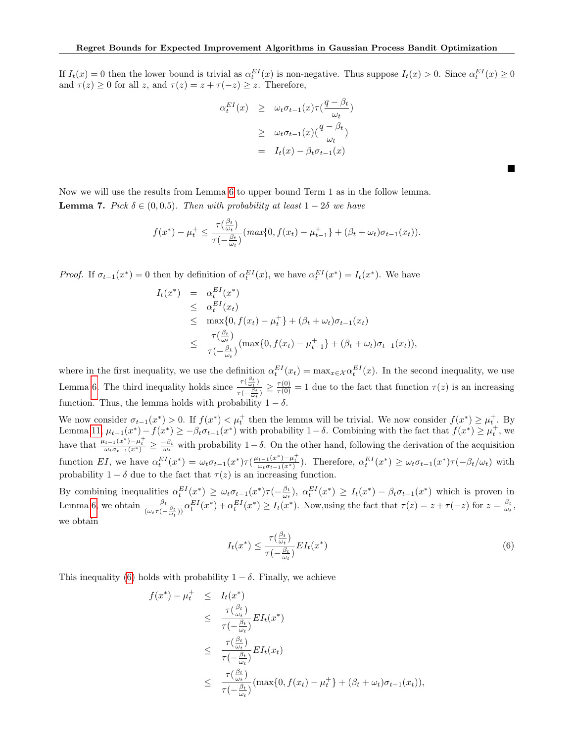If $I_t(x) = 0$ then the lower bound is trivial as $\alpha_t^{EI}(x)$ is non-negative. Thus suppose $I_t(x) > 0$. Since $\alpha_t^{EI}(x) \geq 0$ and $\tau(z) \geq 0$ for all $z$, and $\tau(z) = z + \tau(-z) \geq z$. Therefore,

$$
\begin{aligned}
\alpha_t^{EI}(x) &\geq \omega_t \sigma_{t-1}(x) \tau(\frac{q - \beta_t}{\omega_t}) \\
&\geq \omega_t \sigma_{t-1}(x) (\frac{q - \beta_t}{\omega_t}) \\
&= I_t(x) - \beta_t \sigma_{t-1}(x)
\end{aligned}
$$

■

Now we will use the results from Lemma 6 to upper bound Term 1 as in the follow lemma.

**Lemma 7.** *Pick $\delta \in (0, 0.5)$. Then with probability at least $1 - 2\delta$ we have*

$$
f(x^*) - \mu_t^+ \leq \frac{\tau(\frac{\beta_t}{\omega_t})}{\tau(-\frac{\beta_t}{\omega_t})} (max\{0, f(x_t) - \mu_{t-1}^+\} + (\beta_t + \omega_t)\sigma_{t-1}(x_t)).
$$

*Proof.* If $\sigma_{t-1}(x^*) = 0$ then by definition of $\alpha_t^{EI}(x)$, we have $\alpha_t^{EI}(x^*) = I_t(x^*)$. We have

$$
\begin{aligned}
I_t(x^*) &= \alpha_t^{EI}(x^*) \\
&\leq \alpha_t^{EI}(x_t) \\
&\leq \max\{0, f(x_t) - \mu_t^+\} + (\beta_t + \omega_t)\sigma_{t-1}(x_t) \\
&\leq \frac{\tau(\frac{\beta_t}{\omega_t})}{\tau(-\frac{\beta_t}{\omega_t})} (\max\{0, f(x_t) - \mu_{t-1}^+\} + (\beta_t + \omega_t)\sigma_{t-1}(x_t)),
\end{aligned}
$$

where in the first inequality, we use the definition $\alpha_t^{EI}(x_t) = \max_{x \in \mathcal{X}} \alpha_t^{EI}(x)$. In the second inequality, we use Lemma 6. The third inequality holds since $\frac{\tau(\frac{\beta_t}{\omega_t})}{\tau(-\frac{\beta_t}{\omega_t})} \geq \frac{\tau(0)}{\tau(0)} = 1$ due to the fact that function $\tau(z)$ is an increasing function. Thus, the lemma holds with probability $1 - \delta$.

We now consider $\sigma_{t-1}(x^*) > 0$. If $f(x^*) < \mu_t^+$ then the lemma will be trivial. We now consider $f(x^*) \geq \mu_t^+$. By Lemma 11, $\mu_{t-1}(x^*) - f(x^*) \geq -\beta_t \sigma_{t-1}(x^*)$ with probability $1 - \delta$. Combining with the fact that $f(x^*) \geq \mu_t^+$, we have that $\frac{\mu_{t-1}(x^*) - \mu_t^+}{\omega_t \sigma_{t-1}(x^*)} \geq \frac{-\beta_t}{\omega_t}$ with probability $1 - \delta$. On the other hand, following the derivation of the acquisition function $EI$, we have $\alpha_t^{EI}(x^*) = \omega_t \sigma_{t-1}(x^*) \tau(\frac{\mu_{t-1}(x^*) - \mu_t^+}{\omega_t \sigma_{t-1}(x^*)})$. Therefore, $\alpha_t^{EI}(x^*) \geq \omega_t \sigma_{t-1}(x^*) \tau(-\beta_t / \omega_t)$ with probability $1 - \delta$ due to the fact that $\tau(z)$ is an increasing function.

By combining inequalities $\alpha_t^{EI}(x^*) \geq \omega_t \sigma_{t-1}(x^*) \tau(-\frac{\beta_t}{\omega_t})$, $\alpha_t^{EI}(x^*) \geq I_t(x^*) - \beta_t \sigma_{t-1}(x^*)$ which is proven in Lemma 6, we obtain $\frac{\beta_t}{(\omega_t \tau(-\frac{\beta_t}{\omega_t}))} \alpha_t^{EI}(x^*) + \alpha_t^{EI}(x^*) \geq I_t(x^*)$. Now,using the fact that $\tau(z) = z + \tau(-z)$ for $z = \frac{\beta_t}{\omega_t}$, we obtain

$$
I_t(x^*) \leq \frac{\tau(\frac{\beta_t}{\omega_t})}{\tau(-\frac{\beta_t}{\omega_t})} EI_t(x^*) \tag{6}
$$

This inequality (6) holds with probability $1 - \delta$. Finally, we achieve

$$
\begin{aligned}
f(x^*) - \mu_t^+ &\leq I_t(x^*) \\
&\leq \frac{\tau(\frac{\beta_t}{\omega_t})}{\tau(-\frac{\beta_t}{\omega_t})} EI_t(x^*) \\
&\leq \frac{\tau(\frac{\beta_t}{\omega_t})}{\tau(-\frac{\beta_t}{\omega_t})} EI_t(x_t) \\
&\leq \frac{\tau(\frac{\beta_t}{\omega_t})}{\tau(-\frac{\beta_t}{\omega_t})} (\max\{0, f(x_t) - \mu_t^+\} + (\beta_t + \omega_t)\sigma_{t-1}(x_t)),
\end{aligned}
$$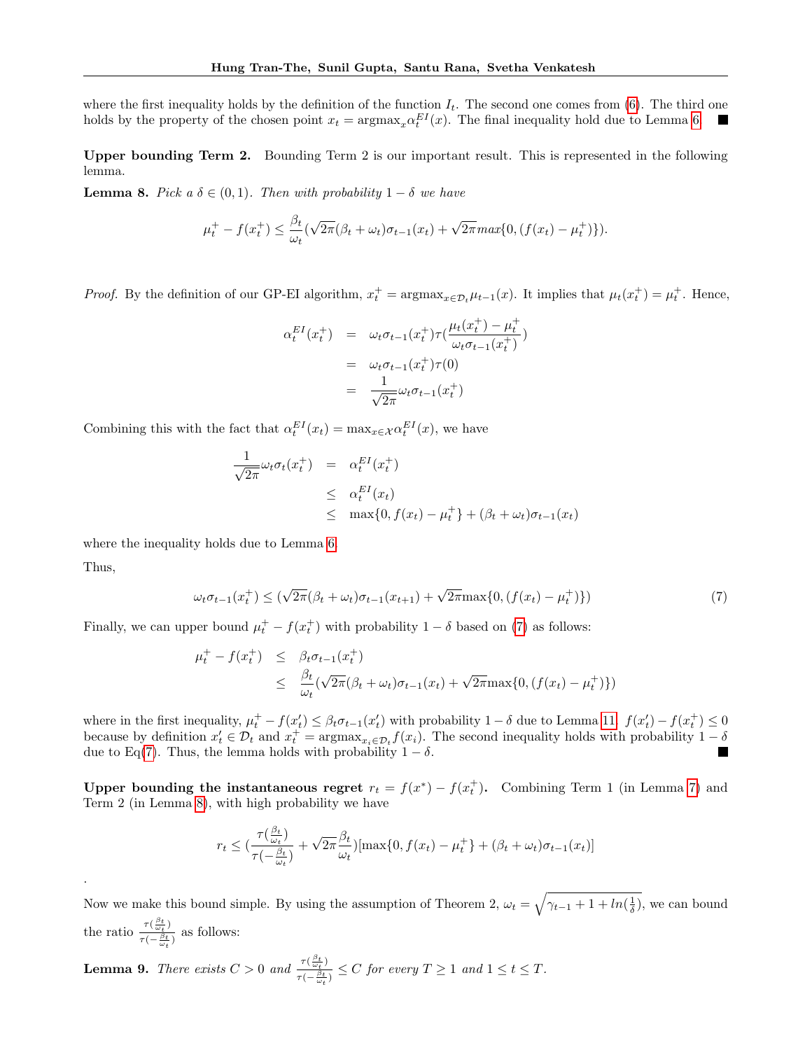where the first inequality holds by the definition of the function $I_t$. The second one comes from (6). The third one holds by the property of the chosen point $x_t = \text{argmax}_x \alpha_t^{EI}(x)$. The final inequality hold due to Lemma 6. ■

**Upper bounding Term 2.** Bounding Term 2 is our important result. This is represented in the following lemma.

**Lemma 8.** *Pick a $\delta \in (0,1)$. Then with probability $1-\delta$ we have*

$$\mu_t^+ - f(x_t^+) \leq \frac{\beta_t}{\omega_t}(\sqrt{2\pi}(\beta_t + \omega_t)\sigma_{t-1}(x_t) + \sqrt{2\pi} max\{0, (f(x_t) - \mu_t^+)\}).$$

*Proof.* By the definition of our GP-EI algorithm, $x_t^+ = \text{argmax}_{x \in \mathcal{D}_t} \mu_{t-1}(x)$. It implies that $\mu_t(x_t^+) = \mu_t^+$. Hence,

$$\begin{aligned}
\alpha_t^{EI}(x_t^+) &= \omega_t \sigma_{t-1}(x_t^+) \tau(\frac{\mu_t(x_t^+) - \mu_t^+}{\omega_t \sigma_{t-1}(x_t^+)}) \\
&= \omega_t \sigma_{t-1}(x_t^+) \tau(0) \\
&= \frac{1}{\sqrt{2\pi}} \omega_t \sigma_{t-1}(x_t^+)
\end{aligned}$$

Combining this with the fact that $\alpha_t^{EI}(x_t) = \max_{x \in \mathcal{X}} \alpha_t^{EI}(x)$, we have

$$\begin{aligned}
\frac{1}{\sqrt{2\pi}} \omega_t \sigma_t(x_t^+) &= \alpha_t^{EI}(x_t^+) \\
&\leq \alpha_t^{EI}(x_t) \\
&\leq \max\{0, f(x_t) - \mu_t^+\} + (\beta_t + \omega_t)\sigma_{t-1}(x_t)
\end{aligned}$$

where the inequality holds due to Lemma 6.

Thus,

$$\omega_t \sigma_{t-1}(x_t^+) \leq (\sqrt{2\pi}(\beta_t + \omega_t)\sigma_{t-1}(x_{t+1}) + \sqrt{2\pi}\max\{0, (f(x_t) - \mu_t^+)\}) \tag{7}$$

Finally, we can upper bound $\mu_t^+ - f(x_t^+)$ with probability $1-\delta$ based on (7) as follows:

$$\begin{aligned}
\mu_t^+ - f(x_t^+) &\leq \beta_t \sigma_{t-1}(x_t^+) \\
&\leq \frac{\beta_t}{\omega_t}(\sqrt{2\pi}(\beta_t + \omega_t)\sigma_{t-1}(x_t) + \sqrt{2\pi}\max\{0, (f(x_t) - \mu_t^+)\})
\end{aligned}$$

where in the first inequality, $\mu_t^+ - f(x_t') \leq \beta_t \sigma_{t-1}(x_t')$ with probability $1-\delta$ due to Lemma 11. $f(x_t') - f(x_t^+) \leq 0$ because by definition $x_t' \in \mathcal{D}_t$ and $x_t^+ = \text{argmax}_{x_i \in \mathcal{D}_t} f(x_i)$. The second inequality holds with probability $1-\delta$ due to Eq(7). Thus, the lemma holds with probability $1-\delta$. ■

**Upper bounding the instantaneous regret $r_t = f(x^*) - f(x_t^+)$.** Combining Term 1 (in Lemma 7) and Term 2 (in Lemma 8), with high probability we have

$$r_t \leq (\frac{\tau(\frac{\beta_t}{\omega_t})}{\tau(-\frac{\beta_t}{\omega_t})} + \sqrt{2\pi}\frac{\beta_t}{\omega_t})[\max\{0, f(x_t) - \mu_t^+\} + (\beta_t + \omega_t)\sigma_{t-1}(x_t)]$$

.

Now we make this bound simple. By using the assumption of Theorem 2, $\omega_t = \sqrt{\gamma_{t-1} + 1 + ln(\frac{1}{\delta})}$, we can bound the ratio $\frac{\tau(\frac{\beta_t}{\omega_t})}{\tau(-\frac{\beta_t}{\omega_t})}$ as follows:

**Lemma 9.** *There exists $C > 0$ and $\frac{\tau(\frac{\beta_t}{\omega_t})}{\tau(-\frac{\beta_t}{\omega_t})} \leq C$ for every $T \geq 1$ and $1 \leq t \leq T$.*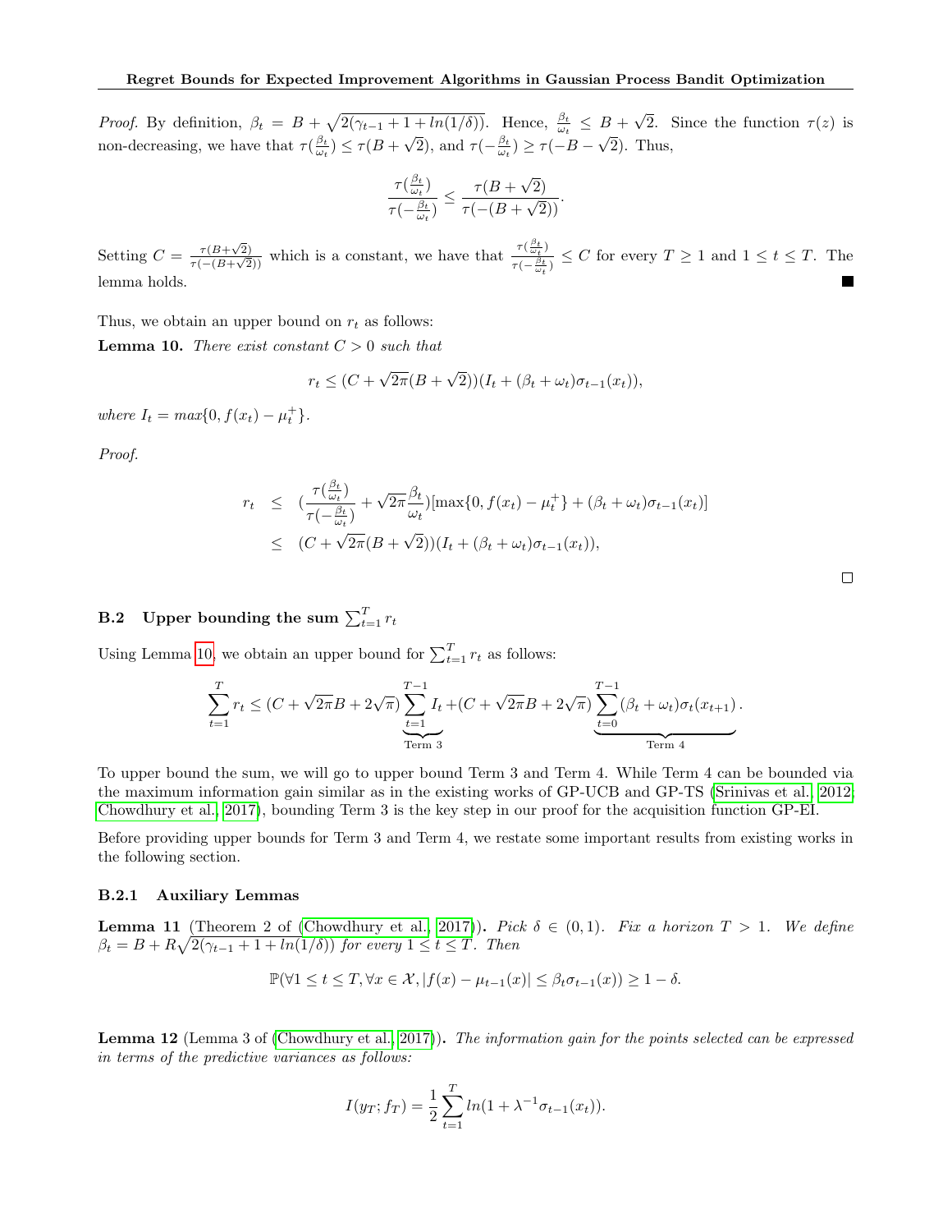*Proof.* By definition, $\beta_t = B + \sqrt{2(\gamma_{t-1} + 1 + ln(1/\delta))}$. Hence, $\frac{\beta_t}{\omega_t} \leq B + \sqrt{2}$. Since the function $\tau(z)$ is non-decreasing, we have that $\tau(\frac{\beta_t}{\omega_t}) \leq \tau(B + \sqrt{2})$, and $\tau(-\frac{\beta_t}{\omega_t}) \geq \tau(-B - \sqrt{2})$. Thus,

$$\frac{\tau(\frac{\beta_t}{\omega_t})}{\tau(-\frac{\beta_t}{\omega_t})} \leq \frac{\tau(B + \sqrt{2})}{\tau(-(B + \sqrt{2}))}.$$

Setting $C = \frac{\tau(B+\sqrt{2})}{\tau(-(B+\sqrt{2}))}$ which is a constant, we have that $\frac{\tau(\frac{\beta_t}{\omega_t})}{\tau(-\frac{\beta_t}{\omega_t})} \leq C$ for every $T \geq 1$ and $1 \leq t \leq T$. The lemma holds. ■

Thus, we obtain an upper bound on $r_t$ as follows:

**Lemma 10.** *There exist constant $C > 0$ such that*

$$r_t \leq (C + \sqrt{2\pi}(B + \sqrt{2}))(I_t + (\beta_t + \omega_t)\sigma_{t-1}(x_t)),$$

*where $I_t = max\{0, f(x_t) - \mu_t^+\}$.*

*Proof.*

$$\begin{aligned} r_t &\leq \left(\frac{\tau(\frac{\beta_t}{\omega_t})}{\tau(-\frac{\beta_t}{\omega_t})} + \sqrt{2\pi}\frac{\beta_t}{\omega_t}\right)[\max\{0, f(x_t) - \mu_t^+\} + (\beta_t + \omega_t)\sigma_{t-1}(x_t)] \\ &\leq (C + \sqrt{2\pi}(B + \sqrt{2}))(I_t + (\beta_t + \omega_t)\sigma_{t-1}(x_t)), \end{aligned}$$

□

### B.2 Upper bounding the sum $\sum_{t=1}^{T} r_t$

Using Lemma 10, we obtain an upper bound for $\sum_{t=1}^{T} r_t$ as follows:

$$\sum_{t=1}^{T} r_t \leq (C + \sqrt{2\pi}B + 2\sqrt{\pi})\underbrace{\sum_{t=1}^{T-1} I_t}_{\text{Term 3}} + (C + \sqrt{2\pi}B + 2\sqrt{\pi})\underbrace{\sum_{t=0}^{T-1}(\beta_t + \omega_t)\sigma_t(x_{t+1})}_{\text{Term 4}}.$$

To upper bound the sum, we will go to upper bound Term 3 and Term 4. While Term 4 can be bounded via the maximum information gain similar as in the existing works of GP-UCB and GP-TS (Srinivas et al., 2012; Chowdhury et al., 2017), bounding Term 3 is the key step in our proof for the acquisition function GP-EI.

Before providing upper bounds for Term 3 and Term 4, we restate some important results from existing works in the following section.

#### B.2.1 Auxiliary Lemmas

**Lemma 11** (Theorem 2 of (Chowdhury et al., 2017))**.** *Pick $\delta \in (0, 1)$. Fix a horizon $T > 1$. We define $\beta_t = B + R\sqrt{2(\gamma_{t-1} + 1 + ln(1/\delta))}$ for every $1 \leq t \leq T$. Then*

$$\mathbb{P}(\forall 1 \leq t \leq T, \forall x \in \mathcal{X}, |f(x) - \mu_{t-1}(x)| \leq \beta_t\sigma_{t-1}(x)) \geq 1 - \delta.$$

**Lemma 12** (Lemma 3 of (Chowdhury et al., 2017))**.** *The information gain for the points selected can be expressed in terms of the predictive variances as follows:*

$$I(y_T; f_T) = \frac{1}{2}\sum_{t=1}^{T} ln(1 + \lambda^{-1}\sigma_{t-1}(x_t)).$$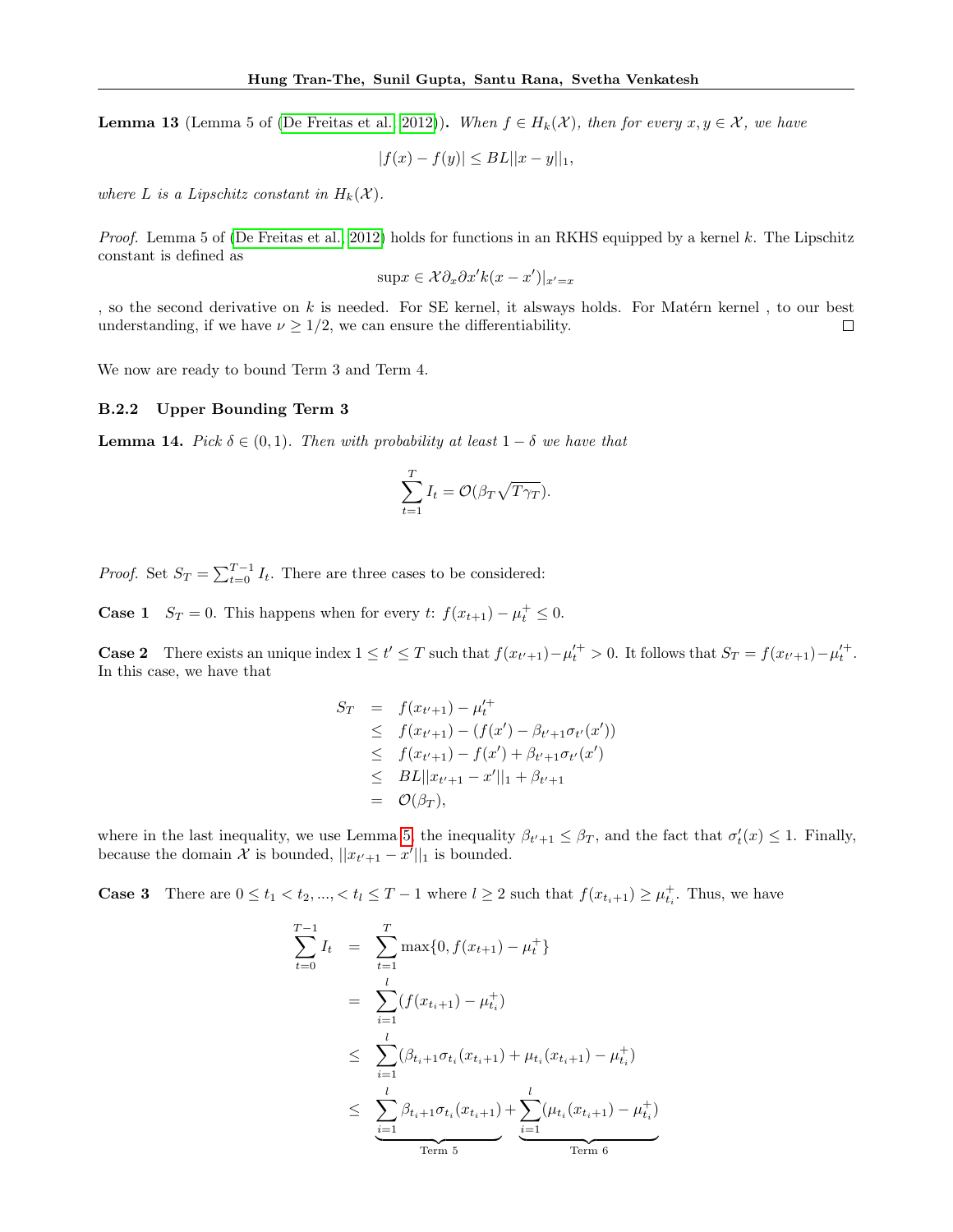**Lemma 13** (Lemma 5 of (De Freitas et al., 2012)). *When $f \in H_k(\mathcal{X})$, then for every $x, y \in \mathcal{X}$, we have*

$$|f(x) - f(y)| \leq BL||x - y||_1,$$

*where $L$ is a Lipschitz constant in $H_k(\mathcal{X})$.*

*Proof.* Lemma 5 of (De Freitas et al., 2012) holds for functions in an RKHS equipped by a kernel $k$. The Lipschitz constant is defined as

$$\sup x \in \mathcal{X} \partial_x \partial x' k(x - x')|_{x'=x}$$

, so the second derivative on $k$ is needed. For SE kernel, it alsways holds. For Matérn kernel , to our best understanding, if we have $\nu \geq 1/2$, we can ensure the differentiability. ∎

We now are ready to bound Term 3 and Term 4.

### B.2.2 Upper Bounding Term 3

**Lemma 14.** *Pick $\delta \in (0, 1)$. Then with probability at least $1 - \delta$ we have that*

$$\sum_{t=1}^{T} I_t = \mathcal{O}(\beta_T \sqrt{T\gamma_T}).$$

*Proof.* Set $S_T = \sum_{t=0}^{T-1} I_t$. There are three cases to be considered:

**Case 1** $S_T = 0$. This happens when for every $t$: $f(x_{t+1}) - \mu_t^+ \leq 0$.

**Case 2** There exists an unique index $1 \leq t' \leq T$ such that $f(x_{t'+1}) - \mu_t'^+ > 0$. It follows that $S_T = f(x_{t'+1}) - \mu_t'^+$. In this case, we have that

$$\begin{aligned}
S_T &= f(x_{t'+1}) - \mu_t'^+ \\
&\leq f(x_{t'+1}) - (f(x') - \beta_{t'+1}\sigma_{t'}(x')) \\
&\leq f(x_{t'+1}) - f(x') + \beta_{t'+1}\sigma_{t'}(x') \\
&\leq BL||x_{t'+1} - x'||_1 + \beta_{t'+1} \\
&= \mathcal{O}(\beta_T),
\end{aligned}$$

where in the last inequality, we use Lemma 5, the inequality $\beta_{t'+1} \leq \beta_T$, and the fact that $\sigma_t'(x) \leq 1$. Finally, because the domain $\mathcal{X}$ is bounded, $||x_{t'+1} - x'||_1$ is bounded.

**Case 3** There are $0 \leq t_1 < t_2, ..., < t_l \leq T - 1$ where $l \geq 2$ such that $f(x_{t_i+1}) \geq \mu_{t_i}^+$. Thus, we have

$$\begin{aligned}
\sum_{t=0}^{T-1} I_t &= \sum_{t=1}^{T} \max\{0, f(x_{t+1}) - \mu_t^+\} \\
&= \sum_{i=1}^{l} (f(x_{t_i+1}) - \mu_{t_i}^+) \\
&\leq \sum_{i=1}^{l} (\beta_{t_i+1}\sigma_{t_i}(x_{t_i+1}) + \mu_{t_i}(x_{t_i+1}) - \mu_{t_i}^+) \\
&\leq \underbrace{\sum_{i=1}^{l} \beta_{t_i+1}\sigma_{t_i}(x_{t_i+1})}_{\text{Term 5}} + \underbrace{\sum_{i=1}^{l} (\mu_{t_i}(x_{t_i+1}) - \mu_{t_i}^+)}_{\text{Term 6}}
\end{aligned}$$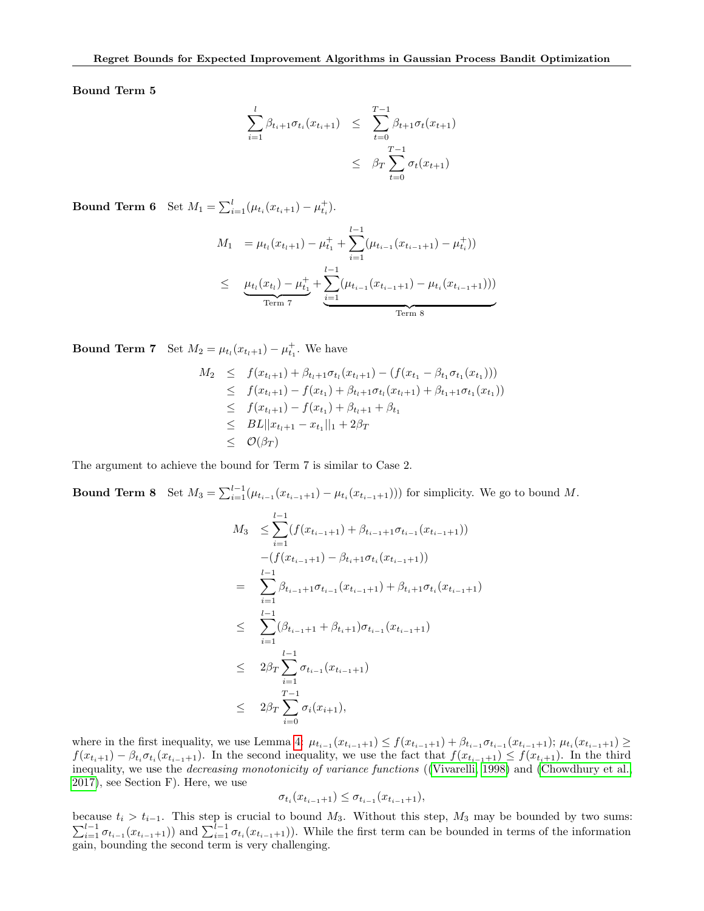**Bound Term 5**

$$
\begin{aligned}
\sum_{i=1}^{l} \beta_{t_i+1}\sigma_{t_i}(x_{t_i+1}) &\leq \sum_{t=0}^{T-1} \beta_{t+1}\sigma_t(x_{t+1}) \\
&\leq \beta_T \sum_{t=0}^{T-1} \sigma_t(x_{t+1})
\end{aligned}
$$

**Bound Term 6** Set $M_1 = \sum_{i=1}^{l}(\mu_{t_i}(x_{t_i+1}) - \mu_{t_i}^+)$.

$$
\begin{aligned}
M_1 &= \mu_{t_l}(x_{t_l+1}) - \mu_{t_1}^+ + \sum_{i=1}^{l-1}(\mu_{t_{i-1}}(x_{t_{i-1}+1}) - \mu_{t_i}^+)) \\
&\leq \underbrace{\mu_{t_l}(x_{t_l}) - \mu_{t_1}^+}_{\text{Term 7}} + \underbrace{\sum_{i=1}^{l-1}(\mu_{t_{i-1}}(x_{t_{i-1}+1}) - \mu_{t_i}(x_{t_{i-1}+1})))}_{\text{Term 8}}
\end{aligned}
$$

**Bound Term 7** Set $M_2 = \mu_{t_l}(x_{t_l+1}) - \mu_{t_1}^+$. We have

$$
\begin{aligned}
M_2 &\leq f(x_{t_l+1}) + \beta_{t_l+1}\sigma_{t_l}(x_{t_l+1}) - (f(x_{t_1} - \beta_{t_1}\sigma_{t_1}(x_{t_1}))) \\
&\leq f(x_{t_l+1}) - f(x_{t_1}) + \beta_{t_l+1}\sigma_{t_l}(x_{t_l+1}) + \beta_{t_1+1}\sigma_{t_1}(x_{t_1})) \\
&\leq f(x_{t_l+1}) - f(x_{t_1}) + \beta_{t_l+1} + \beta_{t_1} \\
&\leq BL||x_{t_l+1} - x_{t_1}||_1 + 2\beta_T \\
&\leq \mathcal{O}(\beta_T)
\end{aligned}
$$

The argument to achieve the bound for Term 7 is similar to Case 2.

**Bound Term 8** Set $M_3 = \sum_{i=1}^{l-1}(\mu_{t_{i-1}}(x_{t_{i-1}+1}) - \mu_{t_i}(x_{t_{i-1}+1})))$ for simplicity. We go to bound $M$.

$$
\begin{aligned}
M_3 &\leq \sum_{i=1}^{l-1}(f(x_{t_{i-1}+1}) + \beta_{t_{i-1}+1}\sigma_{t_{i-1}}(x_{t_{i-1}+1})) \\
&\quad -(f(x_{t_{i-1}+1}) - \beta_{t_i+1}\sigma_{t_i}(x_{t_{i-1}+1})) \\
&= \sum_{i=1}^{l-1} \beta_{t_{i-1}+1}\sigma_{t_{i-1}}(x_{t_{i-1}+1}) + \beta_{t_i+1}\sigma_{t_i}(x_{t_{i-1}+1}) \\
&\leq \sum_{i=1}^{l-1}(\beta_{t_{i-1}+1} + \beta_{t_i+1})\sigma_{t_{i-1}}(x_{t_{i-1}+1}) \\
&\leq 2\beta_T \sum_{i=1}^{l-1} \sigma_{t_{i-1}}(x_{t_{i-1}+1}) \\
&\leq 2\beta_T \sum_{i=0}^{T-1} \sigma_i(x_{i+1}),
\end{aligned}
$$

where in the first inequality, we use Lemma 4: $\mu_{t_{i-1}}(x_{t_{i-1}+1}) \leq f(x_{t_{i-1}+1}) + \beta_{t_{i-1}}\sigma_{t_{i-1}}(x_{t_{i-1}+1})$; $\mu_{t_i}(x_{t_{i-1}+1}) \geq f(x_{t_i+1}) - \beta_{t_i}\sigma_{t_i}(x_{t_{i-1}+1})$. In the second inequality, we use the fact that $f(x_{t_{i-1}+1}) \leq f(x_{t_i+1})$. In the third inequality, we use the *decreasing monotonicity of variance functions* ((Vivarelli, 1998) and (Chowdhury et al., 2017), see Section F). Here, we use

$$
\sigma_{t_i}(x_{t_{i-1}+1}) \leq \sigma_{t_{i-1}}(x_{t_{i-1}+1}),
$$

because $t_i > t_{i-1}$. This step is crucial to bound $M_3$. Without this step, $M_3$ may be bounded by two sums: $\sum_{i=1}^{l-1}\sigma_{t_{i-1}}(x_{t_{i-1}+1}))$ and $\sum_{i=1}^{l-1}\sigma_{t_i}(x_{t_{i-1}+1}))$. While the first term can be bounded in terms of the information gain, bounding the second term is very challenging.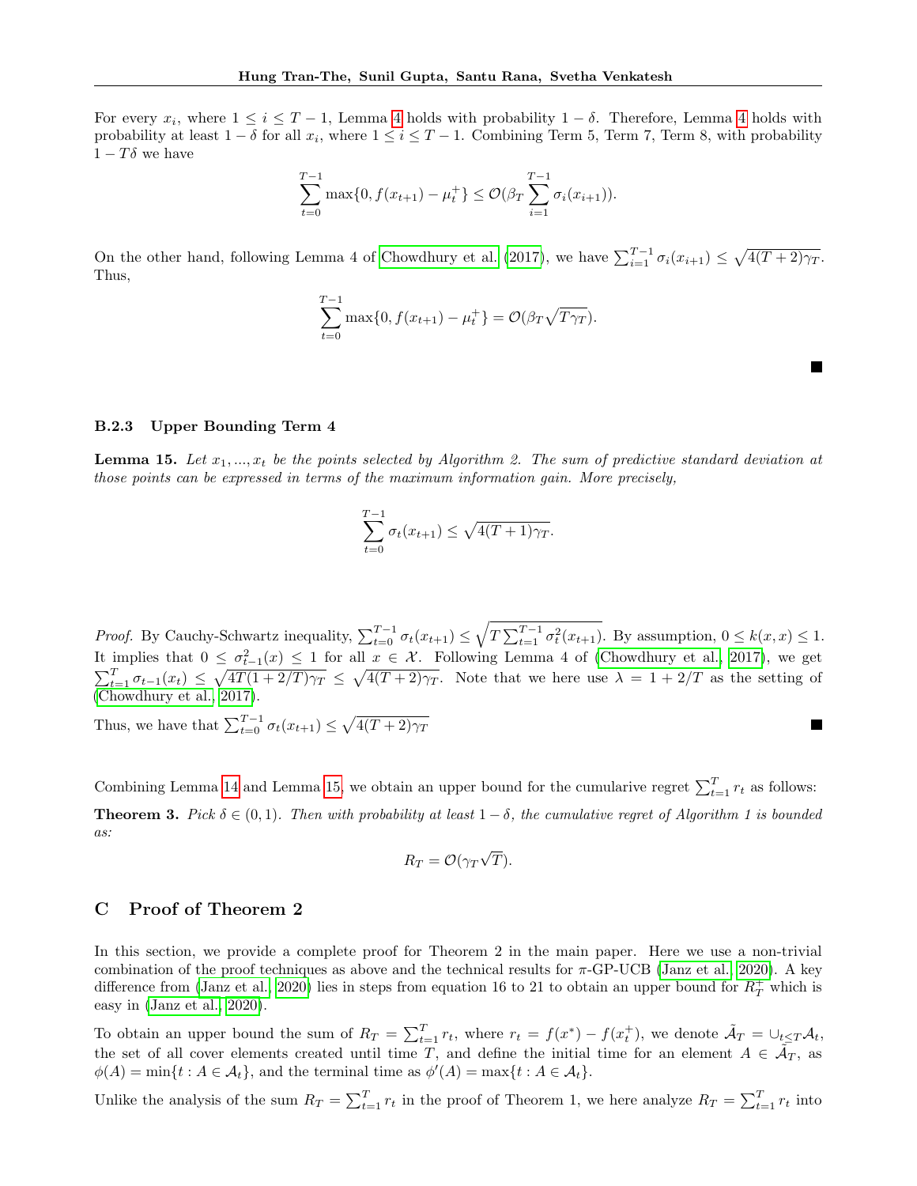For every $x_i$, where $1 \leq i \leq T-1$, Lemma 4 holds with probability $1-\delta$. Therefore, Lemma 4 holds with probability at least $1-\delta$ for all $x_i$, where $1 \leq i \leq T-1$. Combining Term 5, Term 7, Term 8, with probability $1-T\delta$ we have

$$\sum_{t=0}^{T-1} \max\{0, f(x_{t+1}) - \mu_t^+\} \leq \mathcal{O}(\beta_T \sum_{i=1}^{T-1} \sigma_i(x_{i+1})).$$

On the other hand, following Lemma 4 of Chowdhury et al. (2017), we have $\sum_{i=1}^{T-1} \sigma_i(x_{i+1}) \leq \sqrt{4(T+2)\gamma_T}$. Thus,

$$\sum_{t=0}^{T-1} \max\{0, f(x_{t+1}) - \mu_t^+\} = \mathcal{O}(\beta_T \sqrt{T\gamma_T}).$$

■

#### B.2.3 Upper Bounding Term 4

**Lemma 15.** *Let $x_1, ..., x_t$ be the points selected by Algorithm 2. The sum of predictive standard deviation at those points can be expressed in terms of the maximum information gain. More precisely,*

$$\sum_{t=0}^{T-1} \sigma_t(x_{t+1}) \leq \sqrt{4(T+1)\gamma_T}.$$

*Proof.* By Cauchy-Schwartz inequality, $\sum_{t=0}^{T-1} \sigma_t(x_{t+1}) \leq \sqrt{T \sum_{t=1}^{T-1} \sigma_t^2(x_{t+1})}$. By assumption, $0 \leq k(x,x) \leq 1$. It implies that $0 \leq \sigma_{t-1}^2(x) \leq 1$ for all $x \in \mathcal{X}$. Following Lemma 4 of (Chowdhury et al., 2017), we get $\sum_{t=1}^{T} \sigma_{t-1}(x_t) \leq \sqrt{4T(1+2/T)\gamma_T} \leq \sqrt{4(T+2)\gamma_T}$. Note that we here use $\lambda = 1 + 2/T$ as the setting of (Chowdhury et al., 2017).

Thus, we have that $\sum_{t=0}^{T-1} \sigma_t(x_{t+1}) \leq \sqrt{4(T+2)\gamma_T}$ ■

Combining Lemma 14 and Lemma 15, we obtain an upper bound for the cumularive regret $\sum_{t=1}^{T} r_t$ as follows:

**Theorem 3.** *Pick $\delta \in (0,1)$. Then with probability at least $1-\delta$, the cumulative regret of Algorithm 1 is bounded as:*

$$R_T = \mathcal{O}(\gamma_T \sqrt{T}).$$

## C Proof of Theorem 2

In this section, we provide a complete proof for Theorem 2 in the main paper. Here we use a non-trivial combination of the proof techniques as above and the technical results for $\pi$-GP-UCB (Janz et al., 2020). A key difference from (Janz et al., 2020) lies in steps from equation 16 to 21 to obtain an upper bound for $R_T^+$ which is easy in (Janz et al., 2020).

To obtain an upper bound the sum of $R_T = \sum_{t=1}^{T} r_t$, where $r_t = f(x^*) - f(x_t^+)$, we denote $\tilde{\mathcal{A}}_T = \cup_{t \leq T} \mathcal{A}_t$, the set of all cover elements created until time $T$, and define the initial time for an element $A \in \tilde{\mathcal{A}}_T$, as $\phi(A) = \min\{t : A \in \mathcal{A}_t\}$, and the terminal time as $\phi'(A) = \max\{t : A \in \mathcal{A}_t\}$.

Unlike the analysis of the sum $R_T = \sum_{t=1}^{T} r_t$ in the proof of Theorem 1, we here analyze $R_T = \sum_{t=1}^{T} r_t$ into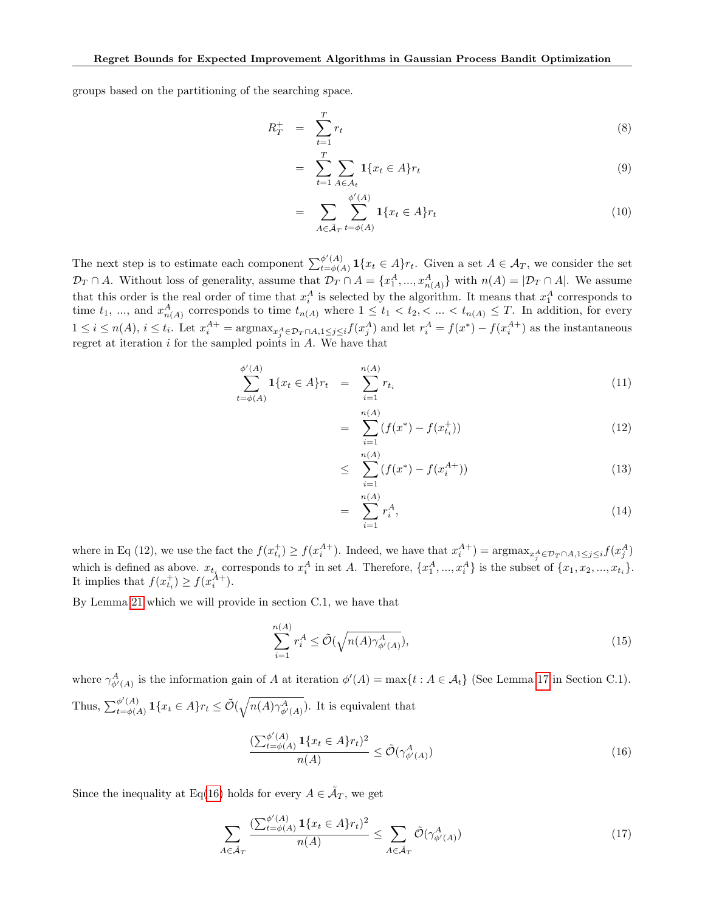groups based on the partitioning of the searching space.

$$
\begin{aligned}
R_T^+ &= \sum_{t=1}^{T} r_t & (8)\\
&= \sum_{t=1}^{T} \sum_{A \in \mathcal{A}_t} \mathbf{1}\{x_t \in A\} r_t & (9)\\
&= \sum_{A \in \tilde{\mathcal{A}}_T} \sum_{t=\phi(A)}^{\phi'(A)} \mathbf{1}\{x_t \in A\} r_t & (10)
\end{aligned}
$$

The next step is to estimate each component $\sum_{t=\phi(A)}^{\phi'(A)} \mathbf{1}\{x_t \in A\} r_t$. Given a set $A \in \mathcal{A}_T$, we consider the set $\mathcal{D}_T \cap A$. Without loss of generality, assume that $\mathcal{D}_T \cap A = \{x_1^A, ..., x_{n(A)}^A\}$ with $n(A) = |\mathcal{D}_T \cap A|$. We assume that this order is the real order of time that $x_i^A$ is selected by the algorithm. It means that $x_1^A$ corresponds to time $t_1$, ..., and $x_{n(A)}^A$ corresponds to time $t_{n(A)}$ where $1 \leq t_1 < t_2, < ... < t_{n(A)} \leq T$. In addition, for every $1 \leq i \leq n(A)$, $i \leq t_i$. Let $x_i^{A+} = \text{argmax}_{x_j^A \in \mathcal{D}_T \cap A, 1 \leq j \leq i} f(x_j^A)$ and let $r_i^A = f(x^*) - f(x_i^{A+})$ as the instantaneous regret at iteration $i$ for the sampled points in $A$. We have that

$$
\begin{aligned}
\sum_{t=\phi(A)}^{\phi'(A)} \mathbf{1}\{x_t \in A\} r_t &= \sum_{i=1}^{n(A)} r_{t_i} & (11)\\
&= \sum_{i=1}^{n(A)} (f(x^*) - f(x_{t_i}^+)) & (12)\\
&\leq \sum_{i=1}^{n(A)} (f(x^*) - f(x_i^{A+})) & (13)\\
&= \sum_{i=1}^{n(A)} r_i^A, & (14)
\end{aligned}
$$

where in Eq (12), we use the fact the $f(x_{t_i}^+) \geq f(x_i^{A+})$. Indeed, we have that $x_i^{A+}) = \text{argmax}_{x_j^A \in \mathcal{D}_T \cap A, 1 \leq j \leq i} f(x_j^A)$ which is defined as above. $x_{t_i}$ corresponds to $x_i^A$ in set $A$. Therefore, $\{x_1^A, ..., x_i^A\}$ is the subset of $\{x_1, x_2, ..., x_{t_i}\}$. It implies that $f(x_{t_i}^+) \geq f(x_i^{A+})$.

By Lemma 21 which we will provide in section C.1, we have that

$$
\sum_{i=1}^{n(A)} r_i^A \leq \tilde{\mathcal{O}}(\sqrt{n(A)\gamma_{\phi'(A)}^A}), \tag{15}
$$

where $\gamma_{\phi'(A)}^A$ is the information gain of $A$ at iteration $\phi'(A) = \max\{t : A \in \mathcal{A}_t\}$ (See Lemma 17 in Section C.1). Thus, $\sum_{t=\phi(A)}^{\phi'(A)} \mathbf{1}\{x_t \in A\} r_t \leq \tilde{\mathcal{O}}(\sqrt{n(A)\gamma_{\phi'(A)}^A})$. It is equivalent that

$$
\frac{(\sum_{t=\phi(A)}^{\phi'(A)} \mathbf{1}\{x_t \in A\} r_t)^2}{n(A)} \leq \tilde{\mathcal{O}}(\gamma_{\phi'(A)}^A) \tag{16}
$$

Since the inequality at Eq(16) holds for every $A \in \tilde{\mathcal{A}}_T$, we get

$$
\sum_{A \in \tilde{\mathcal{A}}_T} \frac{(\sum_{t=\phi(A)}^{\phi'(A)} \mathbf{1}\{x_t \in A\} r_t)^2}{n(A)} \leq \sum_{A \in \tilde{\mathcal{A}}_T} \tilde{\mathcal{O}}(\gamma_{\phi'(A)}^A) \tag{17}
$$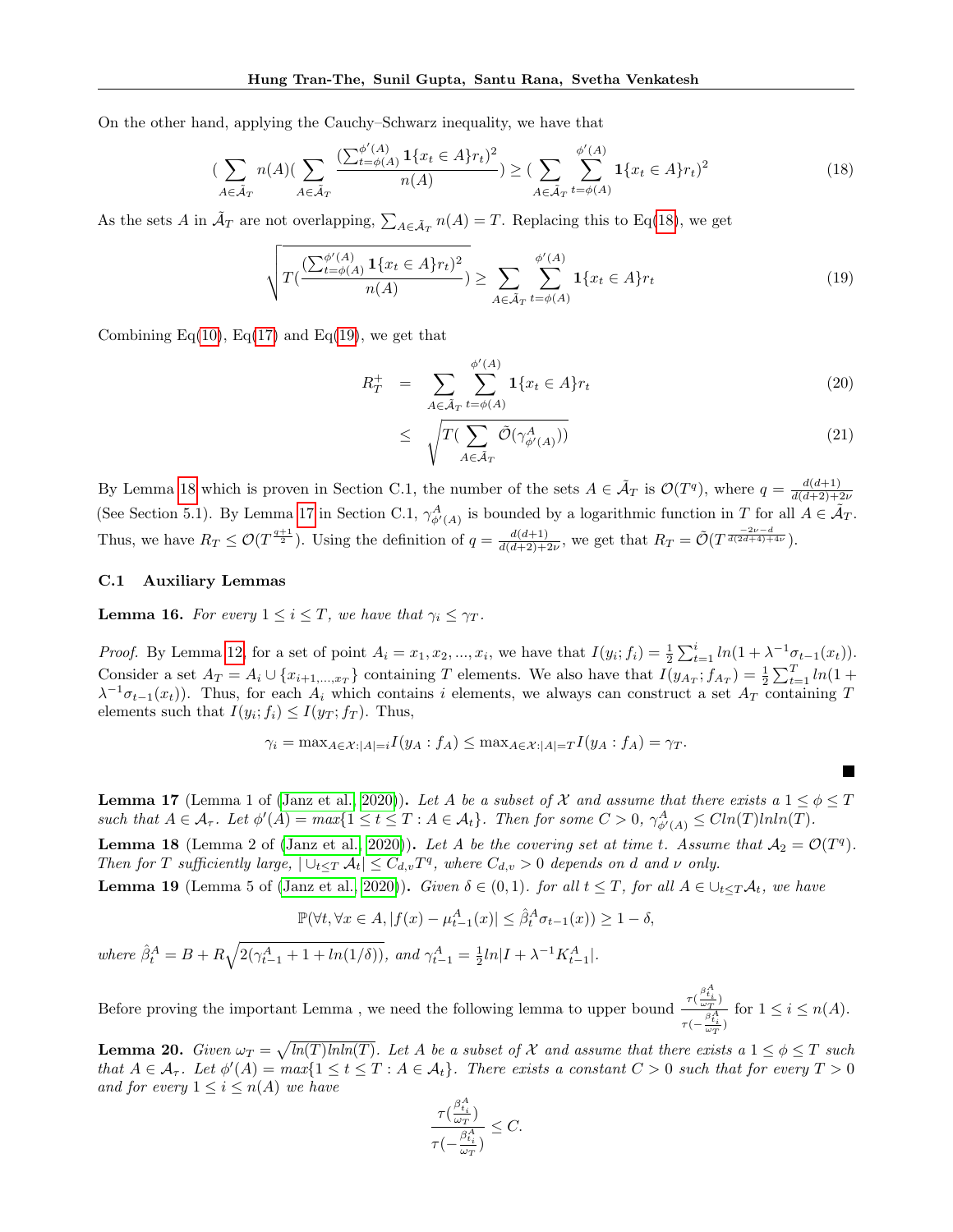On the other hand, applying the Cauchy–Schwarz inequality, we have that

$$(\sum_{A\in\tilde{\mathcal{A}}_T} n(A)(\sum_{A\in\tilde{\mathcal{A}}_T} \frac{(\sum_{t=\phi(A)}^{\phi'(A)} \mathbf{1}\{x_t\in A\}r_t)^2}{n(A)}) \geq (\sum_{A\in\tilde{\mathcal{A}}_T}\sum_{t=\phi(A)}^{\phi'(A)} \mathbf{1}\{x_t\in A\}r_t)^2 \tag{18}$$

As the sets $A$ in $\tilde{\mathcal{A}}_T$ are not overlapping, $\sum_{A\in\tilde{\mathcal{A}}_T} n(A) = T$. Replacing this to Eq(18), we get

$$\sqrt{T(\frac{(\sum_{t=\phi(A)}^{\phi'(A)} \mathbf{1}\{x_t\in A\}r_t)^2}{n(A)})} \geq \sum_{A\in\tilde{\mathcal{A}}_T}\sum_{t=\phi(A)}^{\phi'(A)} \mathbf{1}\{x_t\in A\}r_t \tag{19}$$

Combining Eq(10), Eq(17) and Eq(19), we get that

$$R_T^+ = \sum_{A\in\tilde{\mathcal{A}}_T}\sum_{t=\phi(A)}^{\phi'(A)} \mathbf{1}\{x_t\in A\}r_t \tag{20}$$

$$\leq \sqrt{T(\sum_{A\in\tilde{\mathcal{A}}_T} \tilde{\mathcal{O}}(\gamma^A_{\phi'(A)}))} \tag{21}$$

By Lemma 18 which is proven in Section C.1, the number of the sets $A\in\tilde{\mathcal{A}}_T$ is $\mathcal{O}(T^q)$, where $q=\frac{d(d+1)}{d(d+2)+2\nu}$ (See Section 5.1). By Lemma 17 in Section C.1, $\gamma^A_{\phi'(A)}$ is bounded by a logarithmic function in $T$ for all $A\in\tilde{\mathcal{A}}_T$. Thus, we have $R_T\leq\mathcal{O}(T^{\frac{q+1}{2}})$. Using the definition of $q=\frac{d(d+1)}{d(d+2)+2\nu}$, we get that $R_T=\tilde{\mathcal{O}}(T^{\frac{-2\nu-d}{d(2d+4)+4\nu}})$.

### C.1 Auxiliary Lemmas

**Lemma 16.** *For every $1\leq i\leq T$, we have that $\gamma_i\leq\gamma_T$.*

*Proof.* By Lemma 12, for a set of point $A_i=x_1,x_2,...,x_i$, we have that $I(y_i;f_i)=\frac{1}{2}\sum_{t=1}^{i} ln(1+\lambda^{-1}\sigma_{t-1}(x_t))$. Consider a set $A_T=A_i\cup\{x_{i+1,...,x_T}\}$ containing $T$ elements. We also have that $I(y_{A_T};f_{A_T})=\frac{1}{2}\sum_{t=1}^{T} ln(1+\lambda^{-1}\sigma_{t-1}(x_t))$. Thus, for each $A_i$ which contains $i$ elements, we always can construct a set $A_T$ containing $T$ elements such that $I(y_i;f_i)\leq I(y_T;f_T)$. Thus,

$$\gamma_i=\max_{A\in\mathcal{X}:|A|=i} I(y_A:f_A)\leq\max_{A\in\mathcal{X}:|A|=T} I(y_A:f_A)=\gamma_T.$$

■

**Lemma 17** (Lemma 1 of (Janz et al., 2020))**.** *Let $A$ be a subset of $\mathcal{X}$ and assume that there exists a $1\leq\phi\leq T$ such that $A\in\mathcal{A}_\tau$. Let $\phi'(A)=max\{1\leq t\leq T: A\in\mathcal{A}_t\}$. Then for some $C>0$, $\gamma^A_{\phi'(A)}\leq Cln(T)lnln(T)$.*

**Lemma 18** (Lemma 2 of (Janz et al., 2020))**.** *Let $A$ be the covering set at time $t$. Assume that $\mathcal{A}_2=\mathcal{O}(T^q)$. Then for $T$ sufficiently large, $|\cup_{t\leq T}\mathcal{A}_t|\leq C_{d,\nu}T^q$, where $C_{d,\nu}>0$ depends on $d$ and $\nu$ only.*

**Lemma 19** (Lemma 5 of (Janz et al., 2020))**.** *Given $\delta\in(0,1)$. for all $t\leq T$, for all $A\in\cup_{t\leq T}\mathcal{A}_t$, we have*

$$\mathbb{P}(\forall t,\forall x\in A, |f(x)-\mu^A_{t-1}(x)|\leq\hat{\beta}^A_t\sigma_{t-1}(x))\geq 1-\delta,$$

*where $\hat{\beta}^A_t=B+R\sqrt{2(\gamma^A_{t-1}+1+ln(1/\delta))}$, and $\gamma^A_{t-1}=\frac{1}{2}ln|I+\lambda^{-1}K^A_{t-1}|$.*

Before proving the important Lemma , we need the following lemma to upper bound $\frac{\tau(\frac{\beta^A_{t_i}}{\omega_T})}{\tau(-\frac{\beta^A_{t_i}}{\omega_T})}$ for $1\leq i\leq n(A)$.

**Lemma 20.** *Given $\omega_T=\sqrt{ln(T)lnln(T)}$. Let $A$ be a subset of $\mathcal{X}$ and assume that there exists a $1\leq\phi\leq T$ such that $A\in\mathcal{A}_\tau$. Let $\phi'(A)=max\{1\leq t\leq T: A\in\mathcal{A}_t\}$. There exists a constant $C>0$ such that for every $T>0$ and for every $1\leq i\leq n(A)$ we have*

$$\frac{\tau(\frac{\beta^A_{t_i}}{\omega_T})}{\tau(-\frac{\beta^A_{t_i}}{\omega_T})}\leq C.$$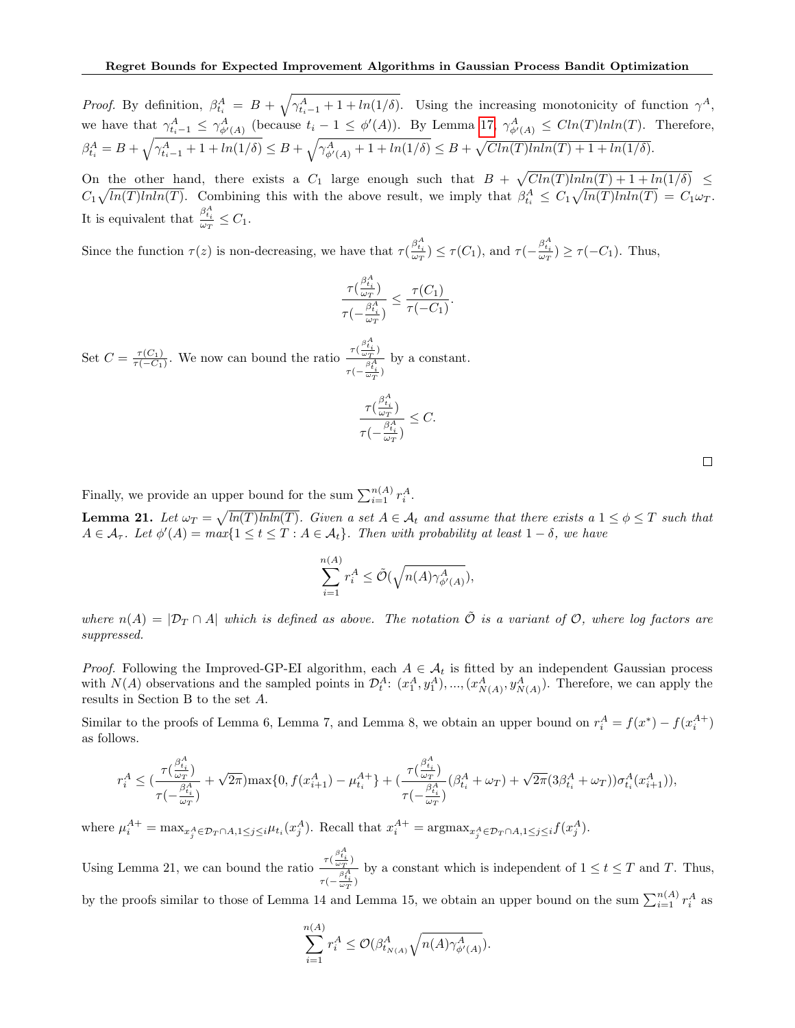*Proof.* By definition, $\beta^A_{t_i} = B + \sqrt{\gamma^A_{t_i-1} + 1 + ln(1/\delta)}$. Using the increasing monotonicity of function $\gamma^A$, we have that $\gamma^A_{t_i-1} \leq \gamma^A_{\phi'(A)}$ (because $t_i - 1 \leq \phi'(A)$). By Lemma 17, $\gamma^A_{\phi'(A)} \leq Cln(T)lnln(T)$. Therefore, $\beta^A_{t_i} = B + \sqrt{\gamma^A_{t_i-1} + 1 + ln(1/\delta)} \leq B + \sqrt{\gamma^A_{\phi'(A)} + 1 + ln(1/\delta)} \leq B + \sqrt{Cln(T)lnln(T) + 1 + ln(1/\delta)}$.

On the other hand, there exists a $C_1$ large enough such that $B + \sqrt{Cln(T)lnln(T) + 1 + ln(1/\delta)} \leq C_1\sqrt{ln(T)lnln(T)}$. Combining this with the above result, we imply that $\beta^A_{t_i} \leq C_1\sqrt{ln(T)lnln(T)} = C_1\omega_T$. It is equivalent that $\frac{\beta^A_{t_i}}{\omega_T} \leq C_1$.

Since the function $\tau(z)$ is non-decreasing, we have that $\tau(\frac{\beta^A_{t_i}}{\omega_T}) \leq \tau(C_1)$, and $\tau(-\frac{\beta^A_{t_i}}{\omega_T}) \geq \tau(-C_1)$. Thus,

$$\frac{\tau(\frac{\beta^A_{t_i}}{\omega_T})}{\tau(-\frac{\beta^A_{t_i}}{\omega_T})} \leq \frac{\tau(C_1)}{\tau(-C_1)}.$$

Set $C = \frac{\tau(C_1)}{\tau(-C_1)}$. We now can bound the ratio $\frac{\tau(\frac{\beta^A_{t_i}}{\omega_T})}{\tau(-\frac{\beta^A_{t_i}}{\omega_T})}$ by a constant.

$$\frac{\tau(\frac{\beta^A_{t_i}}{\omega_T})}{\tau(-\frac{\beta^A_{t_i}}{\omega_T})} \leq C.$$

□

Finally, we provide an upper bound for the sum $\sum_{i=1}^{n(A)} r^A_i$.

**Lemma 21.** *Let $\omega_T = \sqrt{ln(T)lnln(T)}$. Given a set $A \in \mathcal{A}_t$ and assume that there exists a $1 \leq \phi \leq T$ such that $A \in \mathcal{A}_\tau$. Let $\phi'(A) = max\{1 \leq t \leq T : A \in \mathcal{A}_t\}$. Then with probability at least $1-\delta$, we have*

$$\sum_{i=1}^{n(A)} r^A_i \leq \tilde{\mathcal{O}}(\sqrt{n(A)\gamma^A_{\phi'(A)}}),$$

*where $n(A) = |\mathcal{D}_T \cap A|$ which is defined as above. The notation $\tilde{\mathcal{O}}$ is a variant of $\mathcal{O}$, where log factors are suppressed.*

*Proof.* Following the Improved-GP-EI algorithm, each $A \in \mathcal{A}_t$ is fitted by an independent Gaussian process with $N(A)$ observations and the sampled points in $\mathcal{D}^A_t$: $(x^A_1, y^A_1), ..., (x^A_{N(A)}, y^A_{N(A)})$. Therefore, we can apply the results in Section B to the set $A$.

Similar to the proofs of Lemma 6, Lemma 7, and Lemma 8, we obtain an upper bound on $r^A_i = f(x^*) - f(x^{A+}_i)$ as follows.

$$r^A_i \leq (\frac{\tau(\frac{\beta^A_{t_i}}{\omega_T})}{\tau(-\frac{\beta^A_{t_i}}{\omega_T})} + \sqrt{2\pi})\max\{0, f(x^A_{i+1}) - \mu^{A+}_{t_i}\} + (\frac{\tau(\frac{\beta^A_{t_i}}{\omega_T})}{\tau(-\frac{\beta^A_{t_i}}{\omega_T})}(\beta^A_{t_i} + \omega_T) + \sqrt{2\pi}(3\beta^A_{t_i} + \omega_T))\sigma^A_{t_i}(x^A_{i+1})),$$

where $\mu^{A+}_i = \max_{x^A_j \in \mathcal{D}_T \cap A, 1 \leq j \leq i} \mu_{t_i}(x^A_j)$. Recall that $x^{A+}_i = \text{argmax}_{x^A_j \in \mathcal{D}_T \cap A, 1 \leq j \leq i} f(x^A_j)$.

Using Lemma 21, we can bound the ratio $\frac{\tau(\frac{\beta^A_{t_i}}{\omega_T})}{\tau(-\frac{\beta^A_{t_i}}{\omega_T})}$ by a constant which is independent of $1 \leq t \leq T$ and $T$. Thus, by the proofs similar to those of Lemma 14 and Lemma 15, we obtain an upper bound on the sum $\sum_{i=1}^{n(A)} r^A_i$ as

$$\sum_{i=1}^{n(A)} r^A_i \leq \mathcal{O}(\beta^A_{t_{N(A)}}\sqrt{n(A)\gamma^A_{\phi'(A)}}).$$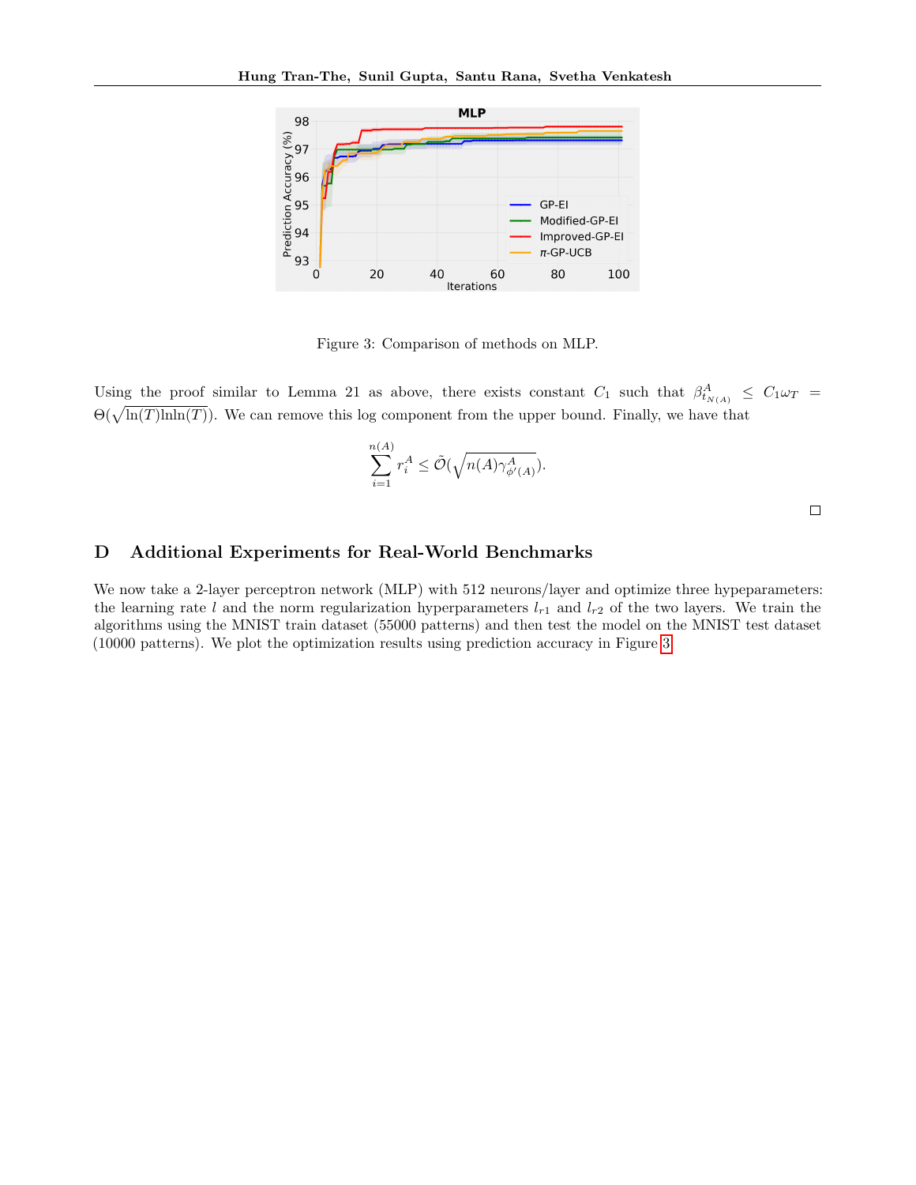MLP

Prediction Accuracy (%)

98
97
96
95
94
93

0
20
40
60
80
100

Iterations

GP-EI
Modified-GP-EI
Improved-GP-EI
π-GP-UCB

Figure 3: Comparison of methods on MLP.

Using the proof similar to Lemma 21 as above, there exists constant $C_1$ such that $\beta^A_{t_{N(A)}} \leq C_1 \omega_T = \Theta(\sqrt{\ln(T)\ln\ln(T)})$. We can remove this log component from the upper bound. Finally, we have that

$$\sum_{i=1}^{n(A)} r_i^A \leq \tilde{\mathcal{O}}(\sqrt{n(A)\gamma^A_{\phi'(A)}}).$$

□

# D Additional Experiments for Real-World Benchmarks

We now take a 2-layer perceptron network (MLP) with 512 neurons/layer and optimize three hypeparameters: the learning rate $l$ and the norm regularization hyperparameters $l_{r1}$ and $l_{r2}$ of the two layers. We train the algorithms using the MNIST train dataset (55000 patterns) and then test the model on the MNIST test dataset (10000 patterns). We plot the optimization results using prediction accuracy in Figure 3.